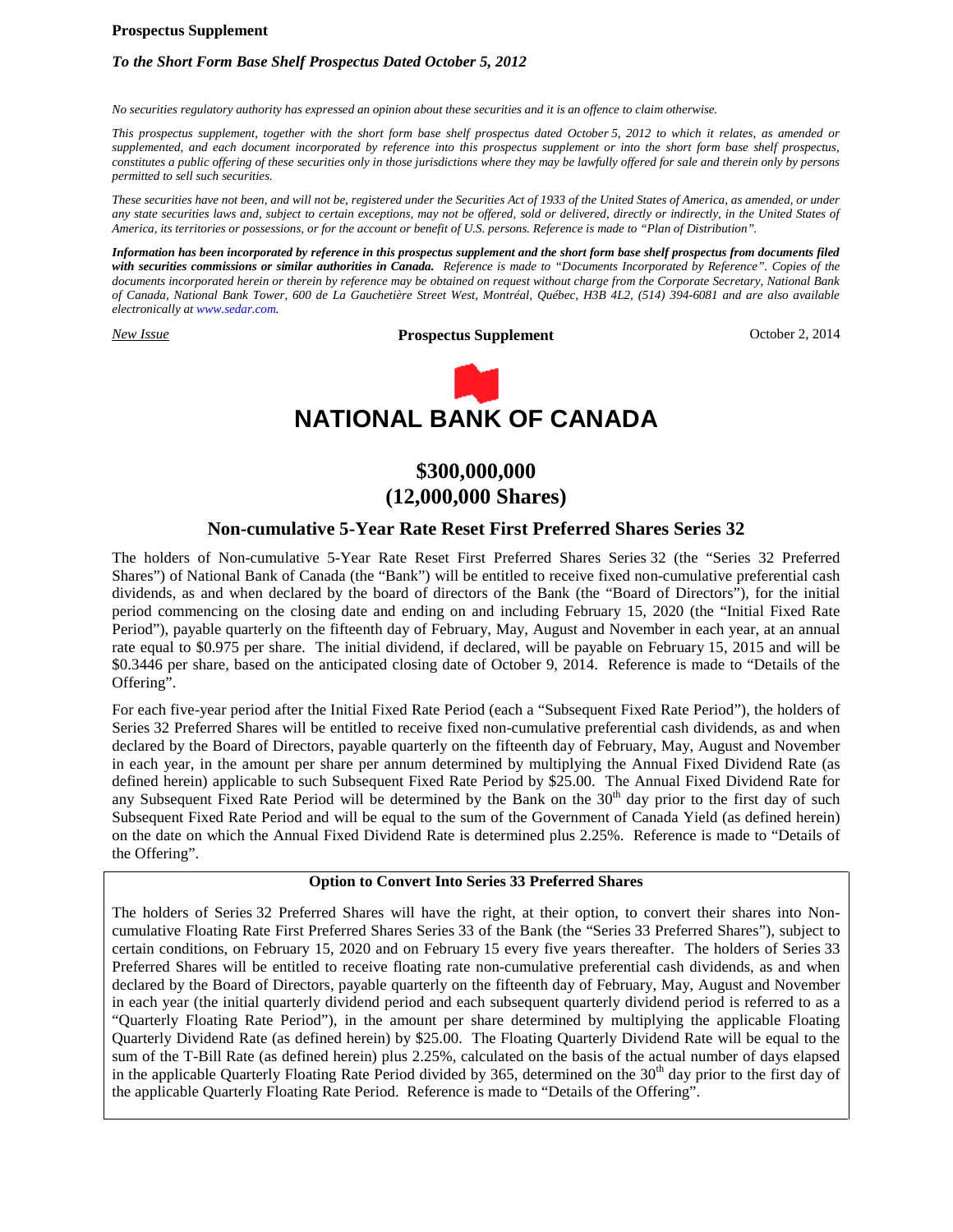**Prospectus Supplement**

***To the Short Form Base Shelf Prospectus Dated October 5, 2012***

*No securities regulatory authority has expressed an opinion about these securities and it is an offence to claim otherwise.*

*This prospectus supplement, together with the short form base shelf prospectus dated October 5, 2012 to which it relates, as amended or supplemented, and each document incorporated by reference into this prospectus supplement or into the short form base shelf prospectus, constitutes a public offering of these securities only in those jurisdictions where they may be lawfully offered for sale and therein only by persons permitted to sell such securities.*

*These securities have not been, and will not be, registered under the Securities Act of 1933 of the United States of America, as amended, or under any state securities laws and, subject to certain exceptions, may not be offered, sold or delivered, directly or indirectly, in the United States of America, its territories or possessions, or for the account or benefit of U.S. persons. Reference is made to "Plan of Distribution".*

***Information has been incorporated by reference in this prospectus supplement and the short form base shelf prospectus from documents filed with securities commissions or similar authorities in Canada.*** *Reference is made to "Documents Incorporated by Reference". Copies of the documents incorporated herein or therein by reference may be obtained on request without charge from the Corporate Secretary, National Bank of Canada, National Bank Tower, 600 de La Gauchetière Street West, Montréal, Québec, H3B 4L2, (514) 394-6081 and are also available electronically at www.sedar.com.*

*New Issue* **Prospectus Supplement** October 2, 2014

# NATIONAL BANK OF CANADA

## \$300,000,000
## (12,000,000 Shares)

### Non-cumulative 5-Year Rate Reset First Preferred Shares Series 32

The holders of Non-cumulative 5-Year Rate Reset First Preferred Shares Series 32 (the "Series 32 Preferred Shares") of National Bank of Canada (the "Bank") will be entitled to receive fixed non-cumulative preferential cash dividends, as and when declared by the board of directors of the Bank (the "Board of Directors"), for the initial period commencing on the closing date and ending on and including February 15, 2020 (the "Initial Fixed Rate Period"), payable quarterly on the fifteenth day of February, May, August and November in each year, at an annual rate equal to \$0.975 per share. The initial dividend, if declared, will be payable on February 15, 2015 and will be \$0.3446 per share, based on the anticipated closing date of October 9, 2014. Reference is made to "Details of the Offering".

For each five-year period after the Initial Fixed Rate Period (each a "Subsequent Fixed Rate Period"), the holders of Series 32 Preferred Shares will be entitled to receive fixed non-cumulative preferential cash dividends, as and when declared by the Board of Directors, payable quarterly on the fifteenth day of February, May, August and November in each year, in the amount per share per annum determined by multiplying the Annual Fixed Dividend Rate (as defined herein) applicable to such Subsequent Fixed Rate Period by \$25.00. The Annual Fixed Dividend Rate for any Subsequent Fixed Rate Period will be determined by the Bank on the 30th day prior to the first day of such Subsequent Fixed Rate Period and will be equal to the sum of the Government of Canada Yield (as defined herein) on the date on which the Annual Fixed Dividend Rate is determined plus 2.25%. Reference is made to "Details of the Offering".

**Option to Convert Into Series 33 Preferred Shares**

The holders of Series 32 Preferred Shares will have the right, at their option, to convert their shares into Non-cumulative Floating Rate First Preferred Shares Series 33 of the Bank (the "Series 33 Preferred Shares"), subject to certain conditions, on February 15, 2020 and on February 15 every five years thereafter. The holders of Series 33 Preferred Shares will be entitled to receive floating rate non-cumulative preferential cash dividends, as and when declared by the Board of Directors, payable quarterly on the fifteenth day of February, May, August and November in each year (the initial quarterly dividend period and each subsequent quarterly dividend period is referred to as a "Quarterly Floating Rate Period"), in the amount per share determined by multiplying the applicable Floating Quarterly Dividend Rate (as defined herein) by \$25.00. The Floating Quarterly Dividend Rate will be equal to the sum of the T-Bill Rate (as defined herein) plus 2.25%, calculated on the basis of the actual number of days elapsed in the applicable Quarterly Floating Rate Period divided by 365, determined on the 30th day prior to the first day of the applicable Quarterly Floating Rate Period. Reference is made to "Details of the Offering".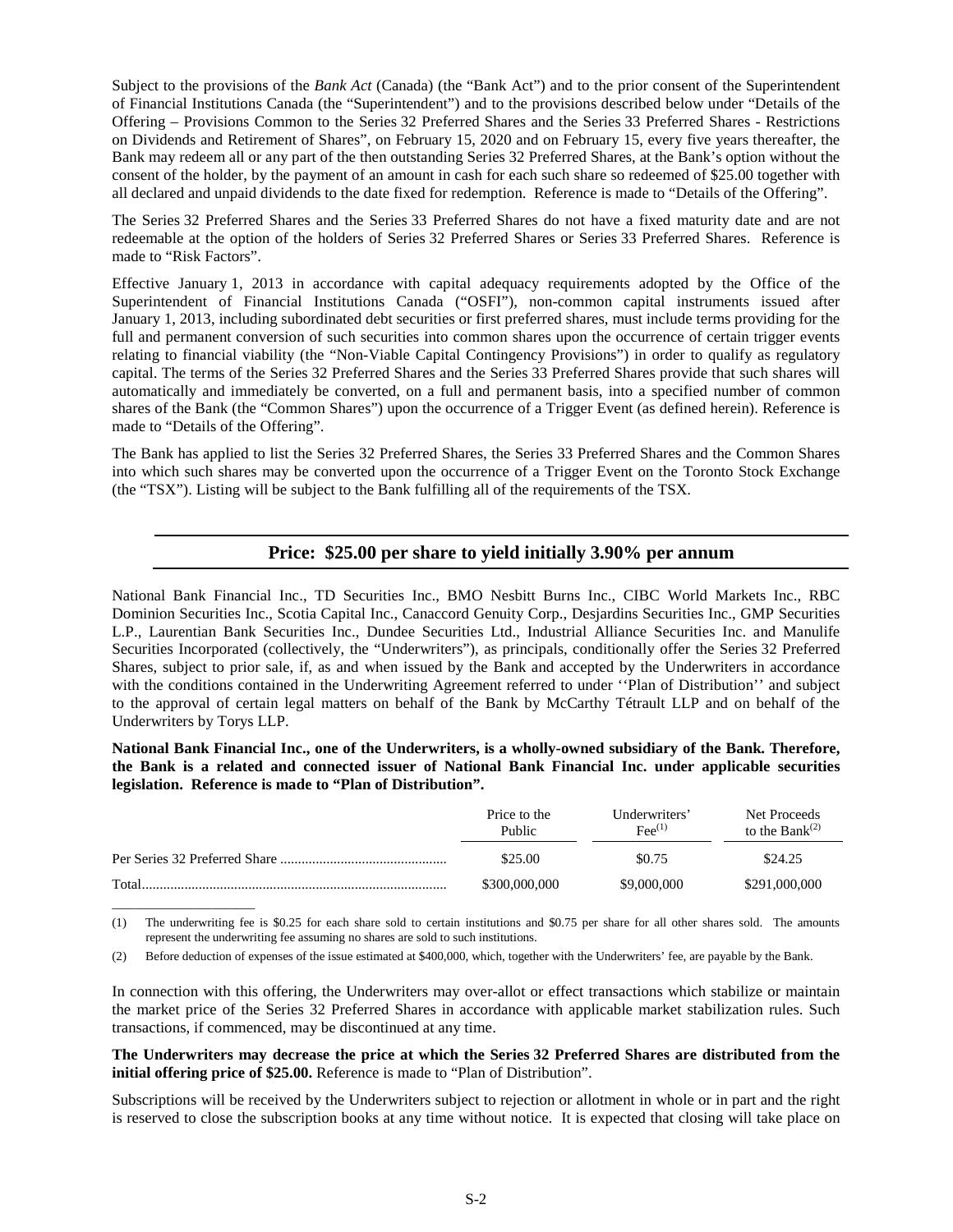Subject to the provisions of the *Bank Act* (Canada) (the "Bank Act") and to the prior consent of the Superintendent of Financial Institutions Canada (the "Superintendent") and to the provisions described below under "Details of the Offering – Provisions Common to the Series 32 Preferred Shares and the Series 33 Preferred Shares - Restrictions on Dividends and Retirement of Shares", on February 15, 2020 and on February 15, every five years thereafter, the Bank may redeem all or any part of the then outstanding Series 32 Preferred Shares, at the Bank's option without the consent of the holder, by the payment of an amount in cash for each such share so redeemed of $25.00 together with all declared and unpaid dividends to the date fixed for redemption. Reference is made to "Details of the Offering".

The Series 32 Preferred Shares and the Series 33 Preferred Shares do not have a fixed maturity date and are not redeemable at the option of the holders of Series 32 Preferred Shares or Series 33 Preferred Shares. Reference is made to "Risk Factors".

Effective January 1, 2013 in accordance with capital adequacy requirements adopted by the Office of the Superintendent of Financial Institutions Canada ("OSFI"), non-common capital instruments issued after January 1, 2013, including subordinated debt securities or first preferred shares, must include terms providing for the full and permanent conversion of such securities into common shares upon the occurrence of certain trigger events relating to financial viability (the "Non-Viable Capital Contingency Provisions") in order to qualify as regulatory capital. The terms of the Series 32 Preferred Shares and the Series 33 Preferred Shares provide that such shares will automatically and immediately be converted, on a full and permanent basis, into a specified number of common shares of the Bank (the "Common Shares") upon the occurrence of a Trigger Event (as defined herein). Reference is made to "Details of the Offering".

The Bank has applied to list the Series 32 Preferred Shares, the Series 33 Preferred Shares and the Common Shares into which such shares may be converted upon the occurrence of a Trigger Event on the Toronto Stock Exchange (the "TSX"). Listing will be subject to the Bank fulfilling all of the requirements of the TSX.

## Price: $25.00 per share to yield initially 3.90% per annum

National Bank Financial Inc., TD Securities Inc., BMO Nesbitt Burns Inc., CIBC World Markets Inc., RBC Dominion Securities Inc., Scotia Capital Inc., Canaccord Genuity Corp., Desjardins Securities Inc., GMP Securities L.P., Laurentian Bank Securities Inc., Dundee Securities Ltd., Industrial Alliance Securities Inc. and Manulife Securities Incorporated (collectively, the "Underwriters"), as principals, conditionally offer the Series 32 Preferred Shares, subject to prior sale, if, as and when issued by the Bank and accepted by the Underwriters in accordance with the conditions contained in the Underwriting Agreement referred to under ''Plan of Distribution'' and subject to the approval of certain legal matters on behalf of the Bank by McCarthy Tétrault LLP and on behalf of the Underwriters by Torys LLP.

**National Bank Financial Inc., one of the Underwriters, is a wholly-owned subsidiary of the Bank. Therefore, the Bank is a related and connected issuer of National Bank Financial Inc. under applicable securities legislation. Reference is made to "Plan of Distribution".**

| | Price to the Public | Underwriters' Fee[(1)] | Net Proceeds to the Bank[(2)] |
|---|---|---|---|
| Per Series 32 Preferred Share | $25.00 | $0.75 | $24.25 |
| Total | $300,000,000 | $9,000,000 | $291,000,000 |

(1) The underwriting fee is $0.25 for each share sold to certain institutions and $0.75 per share for all other shares sold. The amounts represent the underwriting fee assuming no shares are sold to such institutions.

(2) Before deduction of expenses of the issue estimated at $400,000, which, together with the Underwriters' fee, are payable by the Bank.

In connection with this offering, the Underwriters may over-allot or effect transactions which stabilize or maintain the market price of the Series 32 Preferred Shares in accordance with applicable market stabilization rules. Such transactions, if commenced, may be discontinued at any time.

**The Underwriters may decrease the price at which the Series 32 Preferred Shares are distributed from the initial offering price of $25.00.** Reference is made to "Plan of Distribution".

Subscriptions will be received by the Underwriters subject to rejection or allotment in whole or in part and the right is reserved to close the subscription books at any time without notice. It is expected that closing will take place on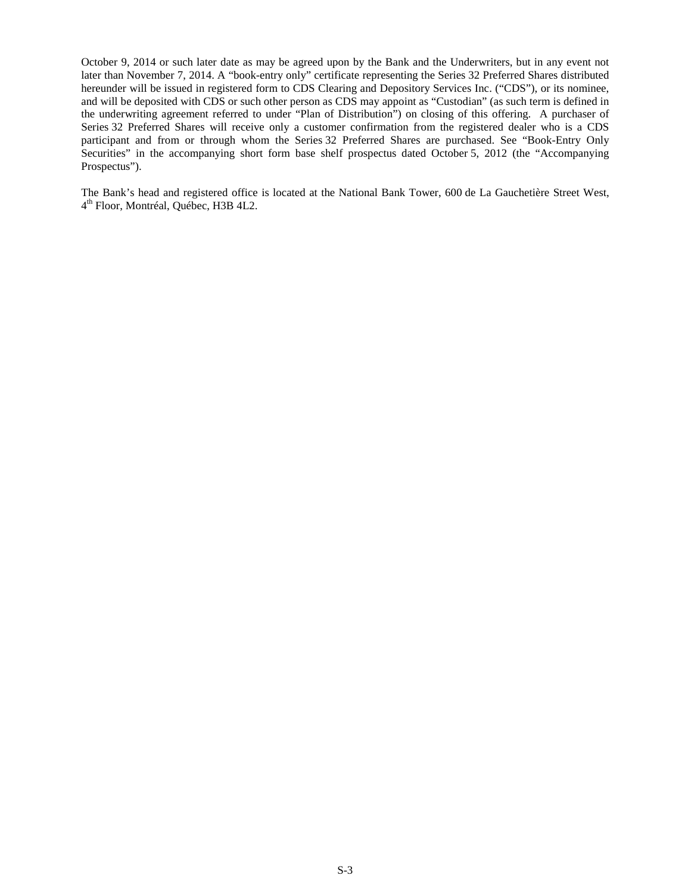October 9, 2014 or such later date as may be agreed upon by the Bank and the Underwriters, but in any event not later than November 7, 2014. A "book-entry only" certificate representing the Series 32 Preferred Shares distributed hereunder will be issued in registered form to CDS Clearing and Depository Services Inc. ("CDS"), or its nominee, and will be deposited with CDS or such other person as CDS may appoint as "Custodian" (as such term is defined in the underwriting agreement referred to under "Plan of Distribution") on closing of this offering. A purchaser of Series 32 Preferred Shares will receive only a customer confirmation from the registered dealer who is a CDS participant and from or through whom the Series 32 Preferred Shares are purchased. See "Book-Entry Only Securities" in the accompanying short form base shelf prospectus dated October 5, 2012 (the "Accompanying Prospectus").

The Bank's head and registered office is located at the National Bank Tower, 600 de La Gauchetière Street West, 4th Floor, Montréal, Québec, H3B 4L2.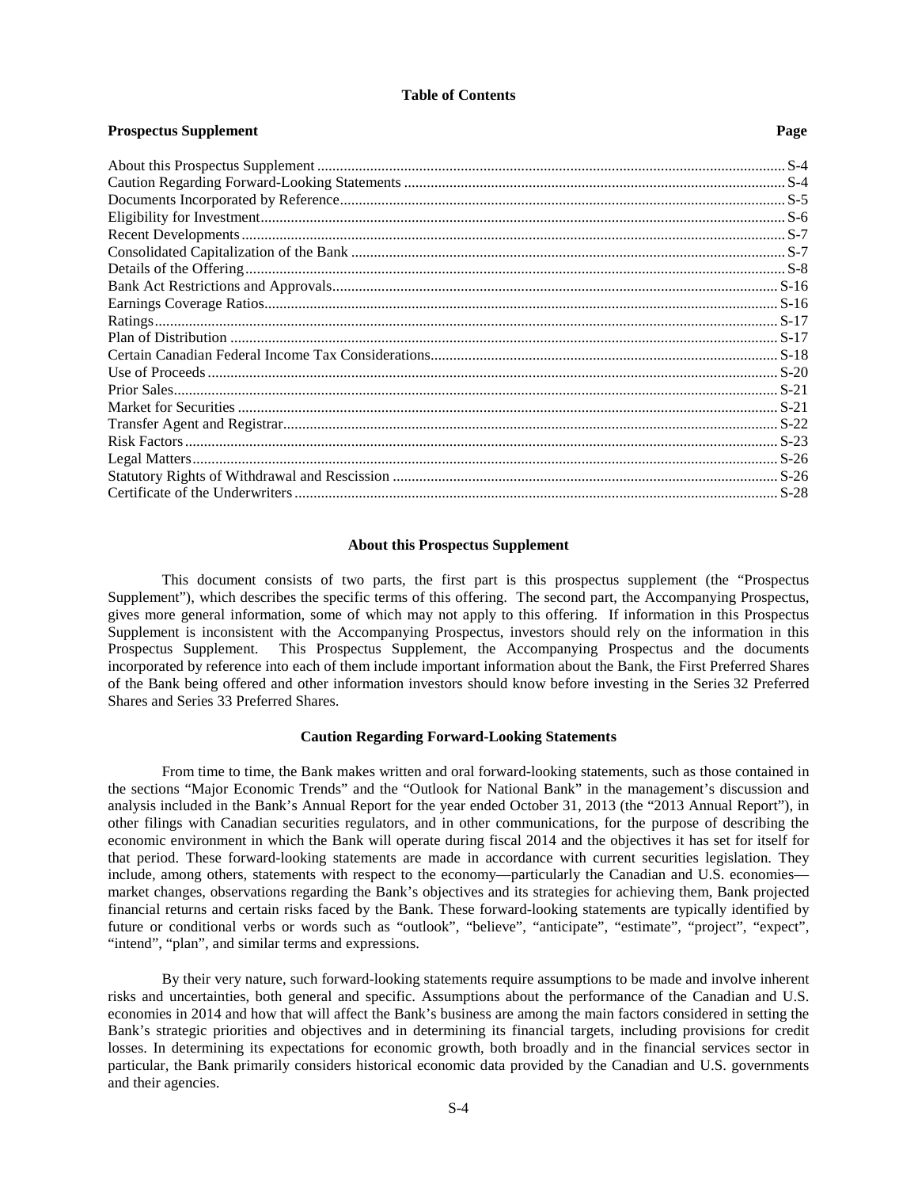## Table of Contents

| Prospectus Supplement | Page |
|---|---|
| About this Prospectus Supplement | S-4 |
| Caution Regarding Forward-Looking Statements | S-4 |
| Documents Incorporated by Reference | S-5 |
| Eligibility for Investment | S-6 |
| Recent Developments | S-7 |
| Consolidated Capitalization of the Bank | S-7 |
| Details of the Offering | S-8 |
| Bank Act Restrictions and Approvals | S-16 |
| Earnings Coverage Ratios | S-16 |
| Ratings | S-17 |
| Plan of Distribution | S-17 |
| Certain Canadian Federal Income Tax Considerations | S-18 |
| Use of Proceeds | S-20 |
| Prior Sales | S-21 |
| Market for Securities | S-21 |
| Transfer Agent and Registrar | S-22 |
| Risk Factors | S-23 |
| Legal Matters | S-26 |
| Statutory Rights of Withdrawal and Rescission | S-26 |
| Certificate of the Underwriters | S-28 |

## About this Prospectus Supplement

This document consists of two parts, the first part is this prospectus supplement (the "Prospectus Supplement"), which describes the specific terms of this offering. The second part, the Accompanying Prospectus, gives more general information, some of which may not apply to this offering. If information in this Prospectus Supplement is inconsistent with the Accompanying Prospectus, investors should rely on the information in this Prospectus Supplement. This Prospectus Supplement, the Accompanying Prospectus and the documents incorporated by reference into each of them include important information about the Bank, the First Preferred Shares of the Bank being offered and other information investors should know before investing in the Series 32 Preferred Shares and Series 33 Preferred Shares.

## Caution Regarding Forward-Looking Statements

From time to time, the Bank makes written and oral forward-looking statements, such as those contained in the sections "Major Economic Trends" and the "Outlook for National Bank" in the management's discussion and analysis included in the Bank's Annual Report for the year ended October 31, 2013 (the "2013 Annual Report"), in other filings with Canadian securities regulators, and in other communications, for the purpose of describing the economic environment in which the Bank will operate during fiscal 2014 and the objectives it has set for itself for that period. These forward-looking statements are made in accordance with current securities legislation. They include, among others, statements with respect to the economy—particularly the Canadian and U.S. economies—market changes, observations regarding the Bank's objectives and its strategies for achieving them, Bank projected financial returns and certain risks faced by the Bank. These forward-looking statements are typically identified by future or conditional verbs or words such as "outlook", "believe", "anticipate", "estimate", "project", "expect", "intend", "plan", and similar terms and expressions.

By their very nature, such forward-looking statements require assumptions to be made and involve inherent risks and uncertainties, both general and specific. Assumptions about the performance of the Canadian and U.S. economies in 2014 and how that will affect the Bank's business are among the main factors considered in setting the Bank's strategic priorities and objectives and in determining its financial targets, including provisions for credit losses. In determining its expectations for economic growth, both broadly and in the financial services sector in particular, the Bank primarily considers historical economic data provided by the Canadian and U.S. governments and their agencies.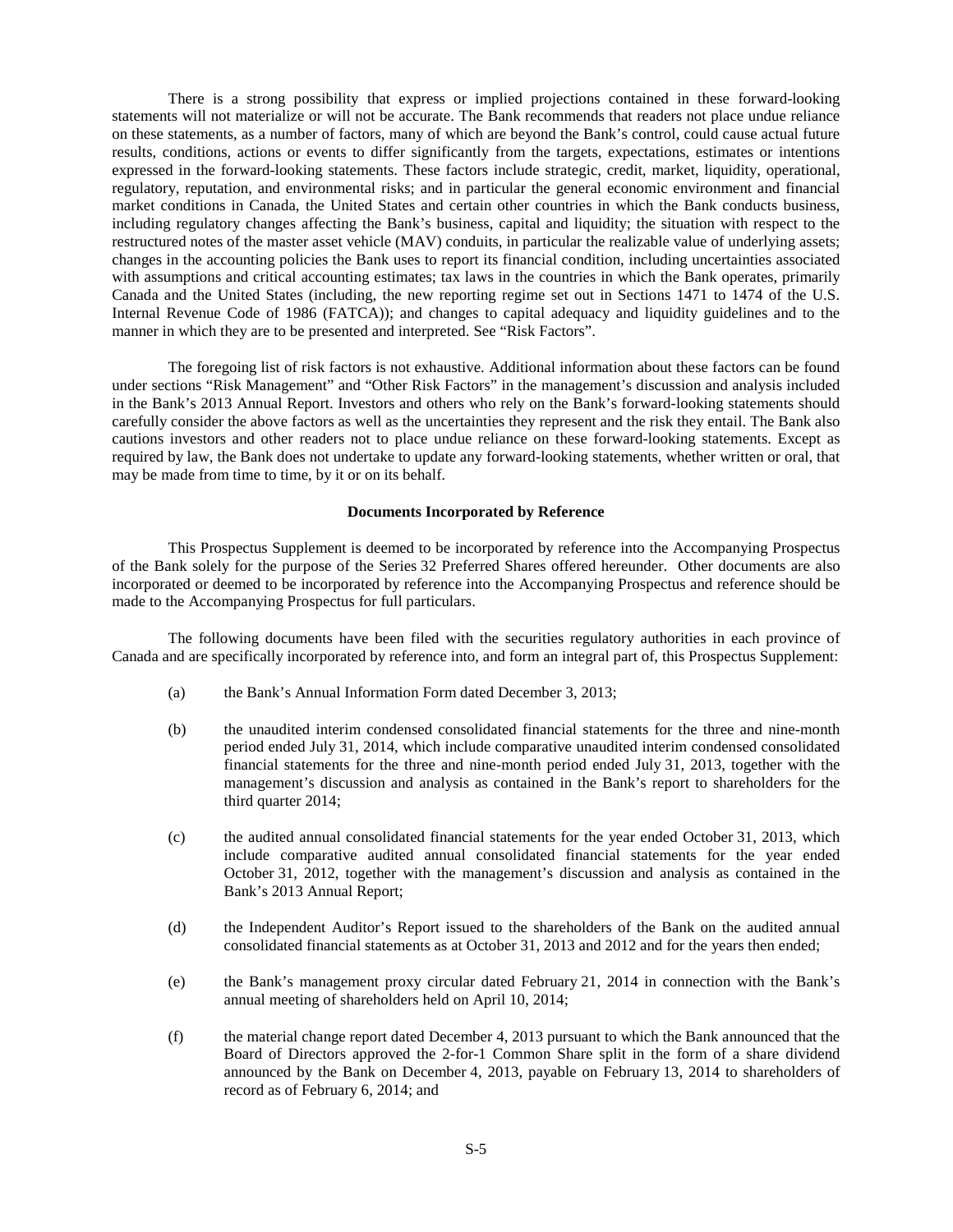There is a strong possibility that express or implied projections contained in these forward-looking statements will not materialize or will not be accurate. The Bank recommends that readers not place undue reliance on these statements, as a number of factors, many of which are beyond the Bank's control, could cause actual future results, conditions, actions or events to differ significantly from the targets, expectations, estimates or intentions expressed in the forward-looking statements. These factors include strategic, credit, market, liquidity, operational, regulatory, reputation, and environmental risks; and in particular the general economic environment and financial market conditions in Canada, the United States and certain other countries in which the Bank conducts business, including regulatory changes affecting the Bank's business, capital and liquidity; the situation with respect to the restructured notes of the master asset vehicle (MAV) conduits, in particular the realizable value of underlying assets; changes in the accounting policies the Bank uses to report its financial condition, including uncertainties associated with assumptions and critical accounting estimates; tax laws in the countries in which the Bank operates, primarily Canada and the United States (including, the new reporting regime set out in Sections 1471 to 1474 of the U.S. Internal Revenue Code of 1986 (FATCA)); and changes to capital adequacy and liquidity guidelines and to the manner in which they are to be presented and interpreted. See "Risk Factors".

The foregoing list of risk factors is not exhaustive. Additional information about these factors can be found under sections "Risk Management" and "Other Risk Factors" in the management's discussion and analysis included in the Bank's 2013 Annual Report. Investors and others who rely on the Bank's forward-looking statements should carefully consider the above factors as well as the uncertainties they represent and the risk they entail. The Bank also cautions investors and other readers not to place undue reliance on these forward-looking statements. Except as required by law, the Bank does not undertake to update any forward-looking statements, whether written or oral, that may be made from time to time, by it or on its behalf.

## Documents Incorporated by Reference

This Prospectus Supplement is deemed to be incorporated by reference into the Accompanying Prospectus of the Bank solely for the purpose of the Series 32 Preferred Shares offered hereunder. Other documents are also incorporated or deemed to be incorporated by reference into the Accompanying Prospectus and reference should be made to the Accompanying Prospectus for full particulars.

The following documents have been filed with the securities regulatory authorities in each province of Canada and are specifically incorporated by reference into, and form an integral part of, this Prospectus Supplement:

(a) the Bank's Annual Information Form dated December 3, 2013;

(b) the unaudited interim condensed consolidated financial statements for the three and nine-month period ended July 31, 2014, which include comparative unaudited interim condensed consolidated financial statements for the three and nine-month period ended July 31, 2013, together with the management's discussion and analysis as contained in the Bank's report to shareholders for the third quarter 2014;

(c) the audited annual consolidated financial statements for the year ended October 31, 2013, which include comparative audited annual consolidated financial statements for the year ended October 31, 2012, together with the management's discussion and analysis as contained in the Bank's 2013 Annual Report;

(d) the Independent Auditor's Report issued to the shareholders of the Bank on the audited annual consolidated financial statements as at October 31, 2013 and 2012 and for the years then ended;

(e) the Bank's management proxy circular dated February 21, 2014 in connection with the Bank's annual meeting of shareholders held on April 10, 2014;

(f) the material change report dated December 4, 2013 pursuant to which the Bank announced that the Board of Directors approved the 2-for-1 Common Share split in the form of a share dividend announced by the Bank on December 4, 2013, payable on February 13, 2014 to shareholders of record as of February 6, 2014; and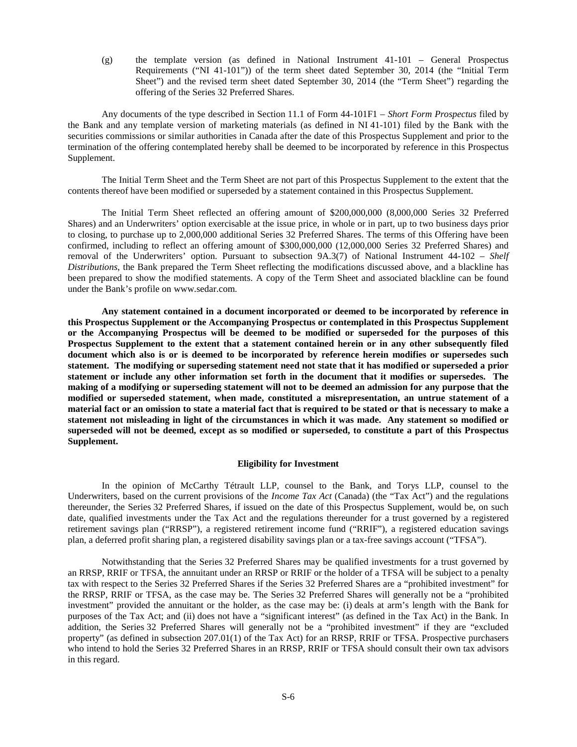(g) the template version (as defined in National Instrument 41-101 – General Prospectus Requirements ("NI 41-101")) of the term sheet dated September 30, 2014 (the "Initial Term Sheet") and the revised term sheet dated September 30, 2014 (the "Term Sheet") regarding the offering of the Series 32 Preferred Shares.

Any documents of the type described in Section 11.1 of Form 44-101F1 – *Short Form Prospectus* filed by the Bank and any template version of marketing materials (as defined in NI 41-101) filed by the Bank with the securities commissions or similar authorities in Canada after the date of this Prospectus Supplement and prior to the termination of the offering contemplated hereby shall be deemed to be incorporated by reference in this Prospectus Supplement.

The Initial Term Sheet and the Term Sheet are not part of this Prospectus Supplement to the extent that the contents thereof have been modified or superseded by a statement contained in this Prospectus Supplement.

The Initial Term Sheet reflected an offering amount of $200,000,000 (8,000,000 Series 32 Preferred Shares) and an Underwriters' option exercisable at the issue price, in whole or in part, up to two business days prior to closing, to purchase up to 2,000,000 additional Series 32 Preferred Shares. The terms of this Offering have been confirmed, including to reflect an offering amount of $300,000,000 (12,000,000 Series 32 Preferred Shares) and removal of the Underwriters' option. Pursuant to subsection 9A.3(7) of National Instrument 44-102 – *Shelf Distributions*, the Bank prepared the Term Sheet reflecting the modifications discussed above, and a blackline has been prepared to show the modified statements. A copy of the Term Sheet and associated blackline can be found under the Bank's profile on www.sedar.com.

**Any statement contained in a document incorporated or deemed to be incorporated by reference in this Prospectus Supplement or the Accompanying Prospectus or contemplated in this Prospectus Supplement or the Accompanying Prospectus will be deemed to be modified or superseded for the purposes of this Prospectus Supplement to the extent that a statement contained herein or in any other subsequently filed document which also is or is deemed to be incorporated by reference herein modifies or supersedes such statement. The modifying or superseding statement need not state that it has modified or superseded a prior statement or include any other information set forth in the document that it modifies or supersedes. The making of a modifying or superseding statement will not to be deemed an admission for any purpose that the modified or superseded statement, when made, constituted a misrepresentation, an untrue statement of a material fact or an omission to state a material fact that is required to be stated or that is necessary to make a statement not misleading in light of the circumstances in which it was made. Any statement so modified or superseded will not be deemed, except as so modified or superseded, to constitute a part of this Prospectus Supplement.**

## Eligibility for Investment

In the opinion of McCarthy Tétrault LLP, counsel to the Bank, and Torys LLP, counsel to the Underwriters, based on the current provisions of the *Income Tax Act* (Canada) (the "Tax Act") and the regulations thereunder, the Series 32 Preferred Shares, if issued on the date of this Prospectus Supplement, would be, on such date, qualified investments under the Tax Act and the regulations thereunder for a trust governed by a registered retirement savings plan ("RRSP"), a registered retirement income fund ("RRIF"), a registered education savings plan, a deferred profit sharing plan, a registered disability savings plan or a tax-free savings account ("TFSA").

Notwithstanding that the Series 32 Preferred Shares may be qualified investments for a trust governed by an RRSP, RRIF or TFSA, the annuitant under an RRSP or RRIF or the holder of a TFSA will be subject to a penalty tax with respect to the Series 32 Preferred Shares if the Series 32 Preferred Shares are a "prohibited investment" for the RRSP, RRIF or TFSA, as the case may be. The Series 32 Preferred Shares will generally not be a "prohibited investment" provided the annuitant or the holder, as the case may be: (i) deals at arm's length with the Bank for purposes of the Tax Act; and (ii) does not have a "significant interest" (as defined in the Tax Act) in the Bank. In addition, the Series 32 Preferred Shares will generally not be a "prohibited investment" if they are "excluded property" (as defined in subsection 207.01(1) of the Tax Act) for an RRSP, RRIF or TFSA. Prospective purchasers who intend to hold the Series 32 Preferred Shares in an RRSP, RRIF or TFSA should consult their own tax advisors in this regard.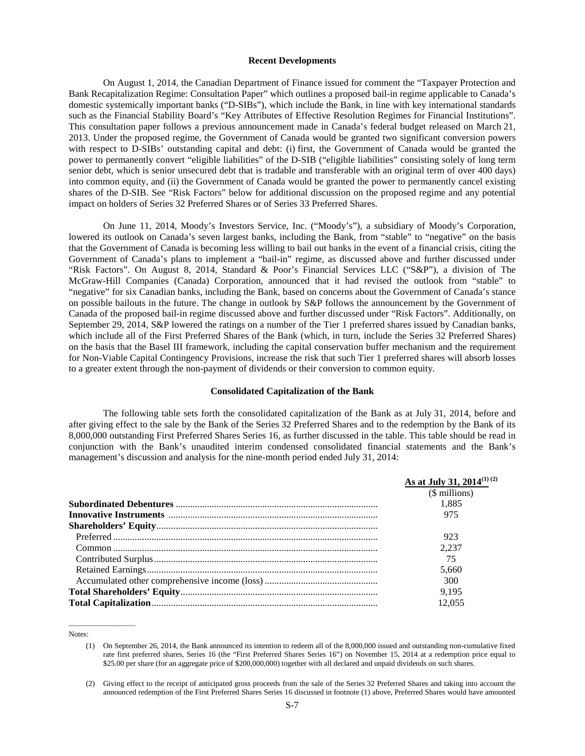## Recent Developments

On August 1, 2014, the Canadian Department of Finance issued for comment the "Taxpayer Protection and Bank Recapitalization Regime: Consultation Paper" which outlines a proposed bail-in regime applicable to Canada's domestic systemically important banks ("D-SIBs"), which include the Bank, in line with key international standards such as the Financial Stability Board's "Key Attributes of Effective Resolution Regimes for Financial Institutions". This consultation paper follows a previous announcement made in Canada's federal budget released on March 21, 2013. Under the proposed regime, the Government of Canada would be granted two significant conversion powers with respect to D-SIBs' outstanding capital and debt: (i) first, the Government of Canada would be granted the power to permanently convert "eligible liabilities" of the D-SIB ("eligible liabilities" consisting solely of long term senior debt, which is senior unsecured debt that is tradable and transferable with an original term of over 400 days) into common equity, and (ii) the Government of Canada would be granted the power to permanently cancel existing shares of the D-SIB. See "Risk Factors" below for additional discussion on the proposed regime and any potential impact on holders of Series 32 Preferred Shares or of Series 33 Preferred Shares.

On June 11, 2014, Moody's Investors Service, Inc. ("Moody's"), a subsidiary of Moody's Corporation, lowered its outlook on Canada's seven largest banks, including the Bank, from "stable" to "negative" on the basis that the Government of Canada is becoming less willing to bail out banks in the event of a financial crisis, citing the Government of Canada's plans to implement a "bail-in" regime, as discussed above and further discussed under "Risk Factors". On August 8, 2014, Standard & Poor's Financial Services LLC ("S&P"), a division of The McGraw-Hill Companies (Canada) Corporation, announced that it had revised the outlook from "stable" to "negative" for six Canadian banks, including the Bank, based on concerns about the Government of Canada's stance on possible bailouts in the future. The change in outlook by S&P follows the announcement by the Government of Canada of the proposed bail-in regime discussed above and further discussed under "Risk Factors". Additionally, on September 29, 2014, S&P lowered the ratings on a number of the Tier 1 preferred shares issued by Canadian banks, which include all of the First Preferred Shares of the Bank (which, in turn, include the Series 32 Preferred Shares) on the basis that the Basel III framework, including the capital conservation buffer mechanism and the requirement for Non-Viable Capital Contingency Provisions, increase the risk that such Tier 1 preferred shares will absorb losses to a greater extent through the non-payment of dividends or their conversion to common equity.

## Consolidated Capitalization of the Bank

The following table sets forth the consolidated capitalization of the Bank as at July 31, 2014, before and after giving effect to the sale by the Bank of the Series 32 Preferred Shares and to the redemption by the Bank of its 8,000,000 outstanding First Preferred Shares Series 16, as further discussed in the table. This table should be read in conjunction with the Bank's unaudited interim condensed consolidated financial statements and the Bank's management's discussion and analysis for the nine-month period ended July 31, 2014:

| | As at July 31, 2014[(1) (2)] |
|---|---|
| | ($ millions) |
| **Subordinated Debentures** | 1,885 |
| **Innovative Instruments** | 975 |
| **Shareholders' Equity** | |
| Preferred | 923 |
| Common | 2,237 |
| Contributed Surplus | 75 |
| Retained Earnings | 5,660 |
| Accumulated other comprehensive income (loss) | 300 |
| **Total Shareholders' Equity** | 9,195 |
| **Total Capitalization** | 12,055 |

Notes:

(1) On September 26, 2014, the Bank announced its intention to redeem all of the 8,000,000 issued and outstanding non-cumulative fixed rate first preferred shares, Series 16 (the "First Preferred Shares Series 16") on November 15, 2014 at a redemption price equal to $25.00 per share (for an aggregate price of $200,000,000) together with all declared and unpaid dividends on such shares.

(2) Giving effect to the receipt of anticipated gross proceeds from the sale of the Series 32 Preferred Shares and taking into account the announced redemption of the First Preferred Shares Series 16 discussed in footnote (1) above, Preferred Shares would have amounted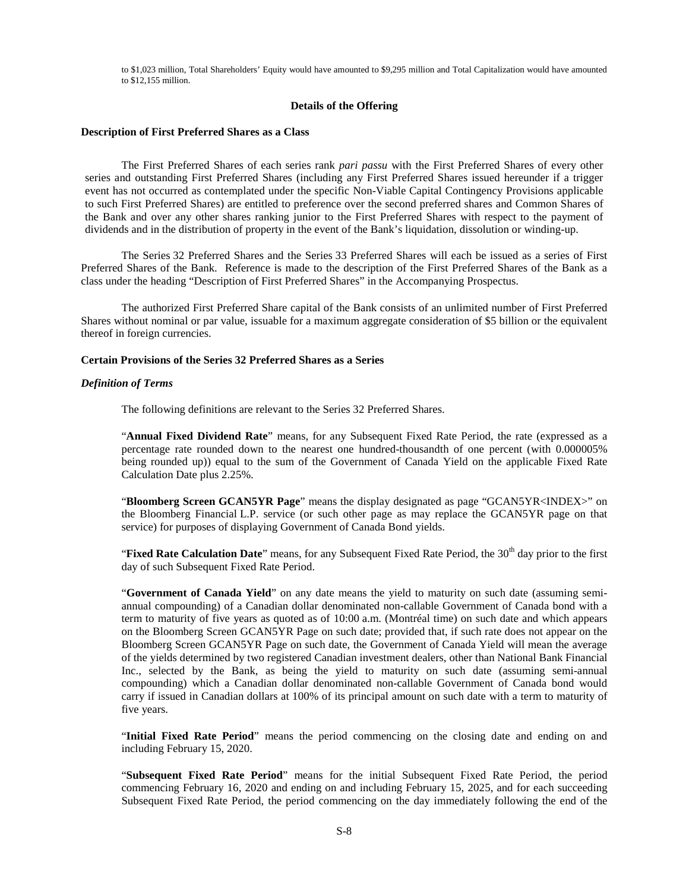to $1,023 million, Total Shareholders' Equity would have amounted to $9,295 million and Total Capitalization would have amounted to $12,155 million.

## Details of the Offering

### Description of First Preferred Shares as a Class

The First Preferred Shares of each series rank *pari passu* with the First Preferred Shares of every other series and outstanding First Preferred Shares (including any First Preferred Shares issued hereunder if a trigger event has not occurred as contemplated under the specific Non-Viable Capital Contingency Provisions applicable to such First Preferred Shares) are entitled to preference over the second preferred shares and Common Shares of the Bank and over any other shares ranking junior to the First Preferred Shares with respect to the payment of dividends and in the distribution of property in the event of the Bank's liquidation, dissolution or winding-up.

The Series 32 Preferred Shares and the Series 33 Preferred Shares will each be issued as a series of First Preferred Shares of the Bank. Reference is made to the description of the First Preferred Shares of the Bank as a class under the heading "Description of First Preferred Shares" in the Accompanying Prospectus.

The authorized First Preferred Share capital of the Bank consists of an unlimited number of First Preferred Shares without nominal or par value, issuable for a maximum aggregate consideration of $5 billion or the equivalent thereof in foreign currencies.

### Certain Provisions of the Series 32 Preferred Shares as a Series

#### *Definition of Terms*

The following definitions are relevant to the Series 32 Preferred Shares.

"**Annual Fixed Dividend Rate**" means, for any Subsequent Fixed Rate Period, the rate (expressed as a percentage rate rounded down to the nearest one hundred-thousandth of one percent (with 0.000005% being rounded up)) equal to the sum of the Government of Canada Yield on the applicable Fixed Rate Calculation Date plus 2.25%.

"**Bloomberg Screen GCAN5YR Page**" means the display designated as page "GCAN5YR<INDEX>" on the Bloomberg Financial L.P. service (or such other page as may replace the GCAN5YR page on that service) for purposes of displaying Government of Canada Bond yields.

"**Fixed Rate Calculation Date**" means, for any Subsequent Fixed Rate Period, the 30th day prior to the first day of such Subsequent Fixed Rate Period.

"**Government of Canada Yield**" on any date means the yield to maturity on such date (assuming semi-annual compounding) of a Canadian dollar denominated non-callable Government of Canada bond with a term to maturity of five years as quoted as of 10:00 a.m. (Montréal time) on such date and which appears on the Bloomberg Screen GCAN5YR Page on such date; provided that, if such rate does not appear on the Bloomberg Screen GCAN5YR Page on such date, the Government of Canada Yield will mean the average of the yields determined by two registered Canadian investment dealers, other than National Bank Financial Inc., selected by the Bank, as being the yield to maturity on such date (assuming semi-annual compounding) which a Canadian dollar denominated non-callable Government of Canada bond would carry if issued in Canadian dollars at 100% of its principal amount on such date with a term to maturity of five years.

"**Initial Fixed Rate Period**" means the period commencing on the closing date and ending on and including February 15, 2020.

"**Subsequent Fixed Rate Period**" means for the initial Subsequent Fixed Rate Period, the period commencing February 16, 2020 and ending on and including February 15, 2025, and for each succeeding Subsequent Fixed Rate Period, the period commencing on the day immediately following the end of the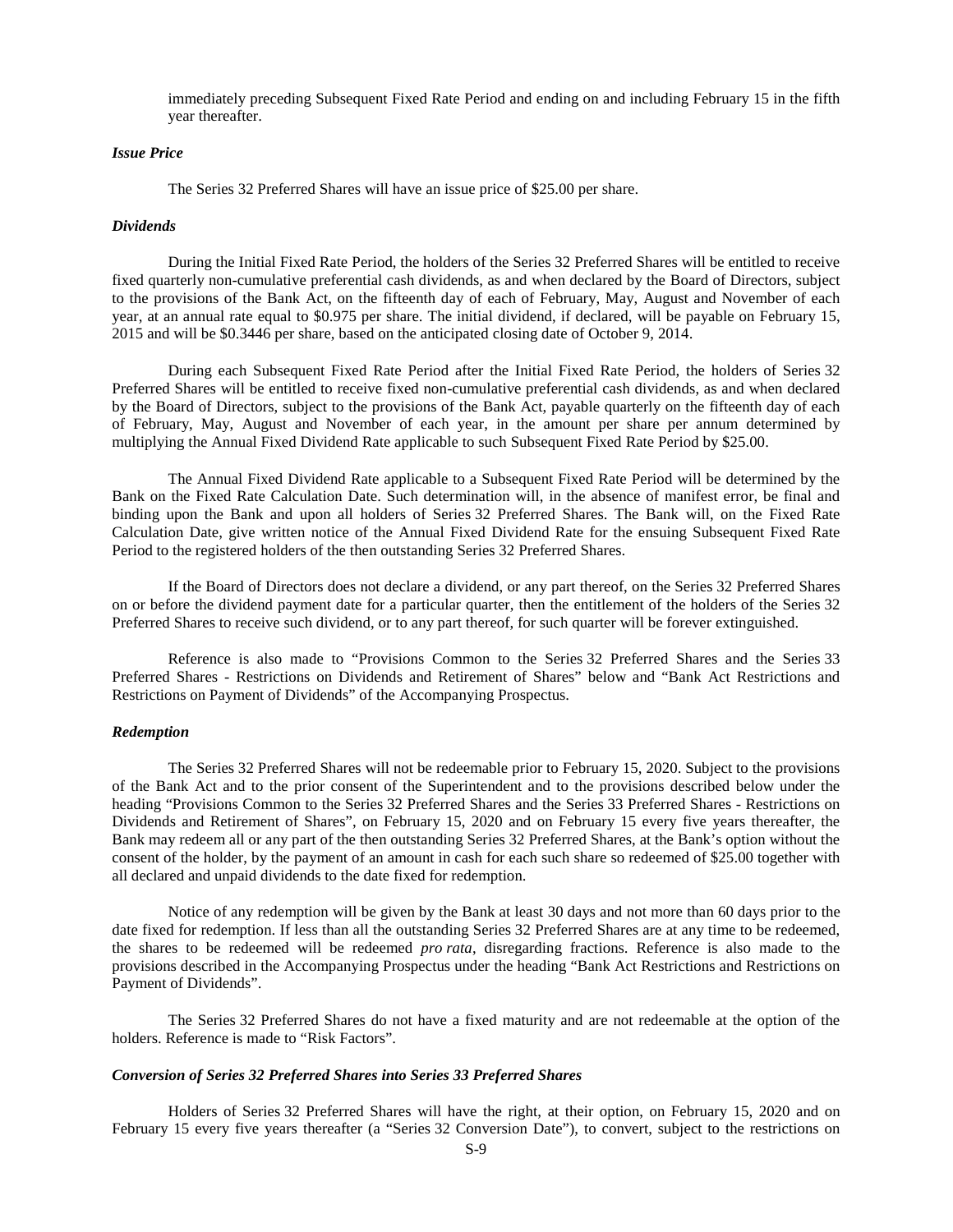immediately preceding Subsequent Fixed Rate Period and ending on and including February 15 in the fifth year thereafter.

***Issue Price***

The Series 32 Preferred Shares will have an issue price of $25.00 per share.

***Dividends***

During the Initial Fixed Rate Period, the holders of the Series 32 Preferred Shares will be entitled to receive fixed quarterly non-cumulative preferential cash dividends, as and when declared by the Board of Directors, subject to the provisions of the Bank Act, on the fifteenth day of each of February, May, August and November of each year, at an annual rate equal to $0.975 per share. The initial dividend, if declared, will be payable on February 15, 2015 and will be $0.3446 per share, based on the anticipated closing date of October 9, 2014.

During each Subsequent Fixed Rate Period after the Initial Fixed Rate Period, the holders of Series 32 Preferred Shares will be entitled to receive fixed non-cumulative preferential cash dividends, as and when declared by the Board of Directors, subject to the provisions of the Bank Act, payable quarterly on the fifteenth day of each of February, May, August and November of each year, in the amount per share per annum determined by multiplying the Annual Fixed Dividend Rate applicable to such Subsequent Fixed Rate Period by $25.00.

The Annual Fixed Dividend Rate applicable to a Subsequent Fixed Rate Period will be determined by the Bank on the Fixed Rate Calculation Date. Such determination will, in the absence of manifest error, be final and binding upon the Bank and upon all holders of Series 32 Preferred Shares. The Bank will, on the Fixed Rate Calculation Date, give written notice of the Annual Fixed Dividend Rate for the ensuing Subsequent Fixed Rate Period to the registered holders of the then outstanding Series 32 Preferred Shares.

If the Board of Directors does not declare a dividend, or any part thereof, on the Series 32 Preferred Shares on or before the dividend payment date for a particular quarter, then the entitlement of the holders of the Series 32 Preferred Shares to receive such dividend, or to any part thereof, for such quarter will be forever extinguished.

Reference is also made to "Provisions Common to the Series 32 Preferred Shares and the Series 33 Preferred Shares - Restrictions on Dividends and Retirement of Shares" below and "Bank Act Restrictions and Restrictions on Payment of Dividends" of the Accompanying Prospectus.

***Redemption***

The Series 32 Preferred Shares will not be redeemable prior to February 15, 2020. Subject to the provisions of the Bank Act and to the prior consent of the Superintendent and to the provisions described below under the heading "Provisions Common to the Series 32 Preferred Shares and the Series 33 Preferred Shares - Restrictions on Dividends and Retirement of Shares", on February 15, 2020 and on February 15 every five years thereafter, the Bank may redeem all or any part of the then outstanding Series 32 Preferred Shares, at the Bank's option without the consent of the holder, by the payment of an amount in cash for each such share so redeemed of $25.00 together with all declared and unpaid dividends to the date fixed for redemption.

Notice of any redemption will be given by the Bank at least 30 days and not more than 60 days prior to the date fixed for redemption. If less than all the outstanding Series 32 Preferred Shares are at any time to be redeemed, the shares to be redeemed will be redeemed *pro rata*, disregarding fractions. Reference is also made to the provisions described in the Accompanying Prospectus under the heading "Bank Act Restrictions and Restrictions on Payment of Dividends".

The Series 32 Preferred Shares do not have a fixed maturity and are not redeemable at the option of the holders. Reference is made to "Risk Factors".

***Conversion of Series 32 Preferred Shares into Series 33 Preferred Shares***

Holders of Series 32 Preferred Shares will have the right, at their option, on February 15, 2020 and on February 15 every five years thereafter (a "Series 32 Conversion Date"), to convert, subject to the restrictions on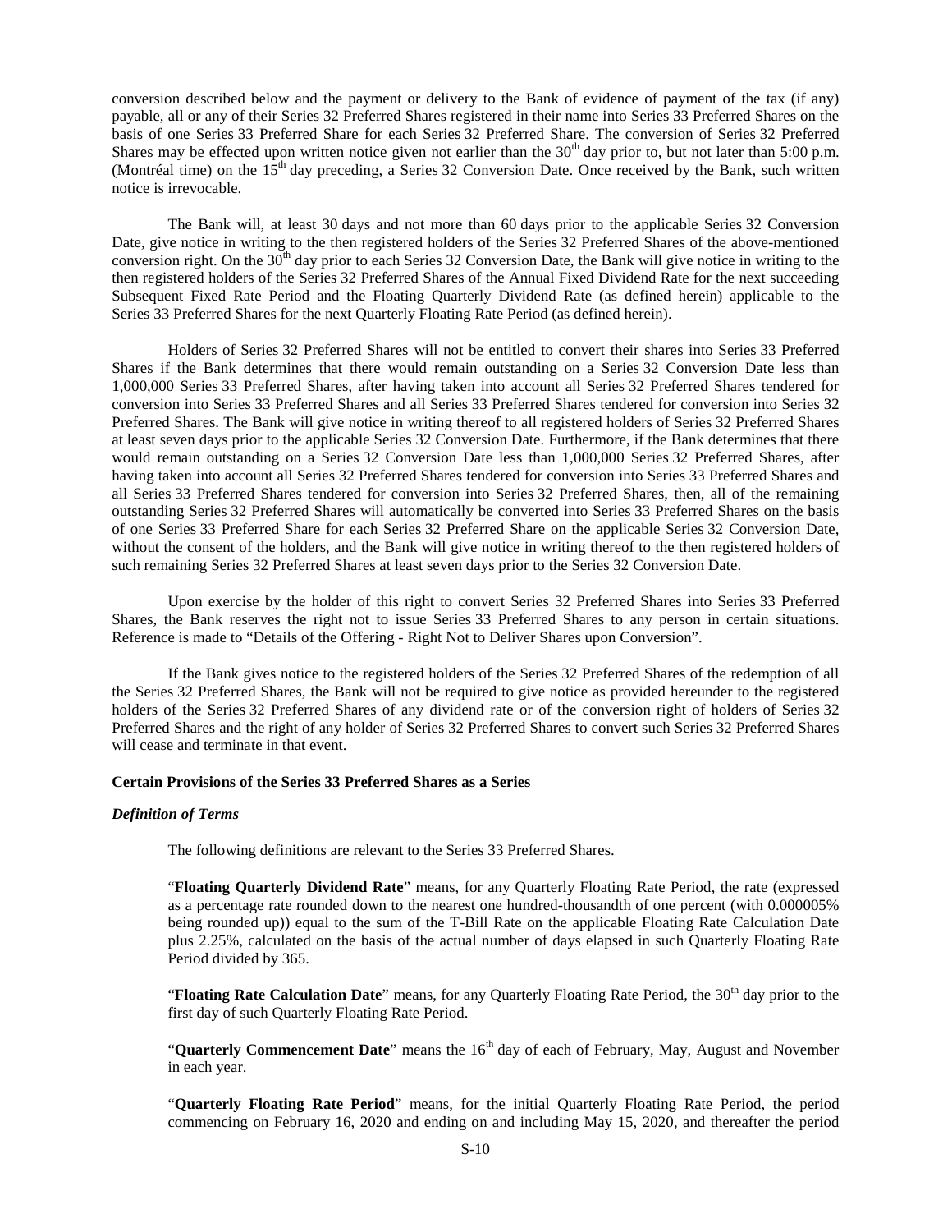conversion described below and the payment or delivery to the Bank of evidence of payment of the tax (if any) payable, all or any of their Series 32 Preferred Shares registered in their name into Series 33 Preferred Shares on the basis of one Series 33 Preferred Share for each Series 32 Preferred Share. The conversion of Series 32 Preferred Shares may be effected upon written notice given not earlier than the 30th day prior to, but not later than 5:00 p.m. (Montréal time) on the 15th day preceding, a Series 32 Conversion Date. Once received by the Bank, such written notice is irrevocable.

The Bank will, at least 30 days and not more than 60 days prior to the applicable Series 32 Conversion Date, give notice in writing to the then registered holders of the Series 32 Preferred Shares of the above-mentioned conversion right. On the 30th day prior to each Series 32 Conversion Date, the Bank will give notice in writing to the then registered holders of the Series 32 Preferred Shares of the Annual Fixed Dividend Rate for the next succeeding Subsequent Fixed Rate Period and the Floating Quarterly Dividend Rate (as defined herein) applicable to the Series 33 Preferred Shares for the next Quarterly Floating Rate Period (as defined herein).

Holders of Series 32 Preferred Shares will not be entitled to convert their shares into Series 33 Preferred Shares if the Bank determines that there would remain outstanding on a Series 32 Conversion Date less than 1,000,000 Series 33 Preferred Shares, after having taken into account all Series 32 Preferred Shares tendered for conversion into Series 33 Preferred Shares and all Series 33 Preferred Shares tendered for conversion into Series 32 Preferred Shares. The Bank will give notice in writing thereof to all registered holders of Series 32 Preferred Shares at least seven days prior to the applicable Series 32 Conversion Date. Furthermore, if the Bank determines that there would remain outstanding on a Series 32 Conversion Date less than 1,000,000 Series 32 Preferred Shares, after having taken into account all Series 32 Preferred Shares tendered for conversion into Series 33 Preferred Shares and all Series 33 Preferred Shares tendered for conversion into Series 32 Preferred Shares, then, all of the remaining outstanding Series 32 Preferred Shares will automatically be converted into Series 33 Preferred Shares on the basis of one Series 33 Preferred Share for each Series 32 Preferred Share on the applicable Series 32 Conversion Date, without the consent of the holders, and the Bank will give notice in writing thereof to the then registered holders of such remaining Series 32 Preferred Shares at least seven days prior to the Series 32 Conversion Date.

Upon exercise by the holder of this right to convert Series 32 Preferred Shares into Series 33 Preferred Shares, the Bank reserves the right not to issue Series 33 Preferred Shares to any person in certain situations. Reference is made to "Details of the Offering - Right Not to Deliver Shares upon Conversion".

If the Bank gives notice to the registered holders of the Series 32 Preferred Shares of the redemption of all the Series 32 Preferred Shares, the Bank will not be required to give notice as provided hereunder to the registered holders of the Series 32 Preferred Shares of any dividend rate or of the conversion right of holders of Series 32 Preferred Shares and the right of any holder of Series 32 Preferred Shares to convert such Series 32 Preferred Shares will cease and terminate in that event.

**Certain Provisions of the Series 33 Preferred Shares as a Series**

***Definition of Terms***

The following definitions are relevant to the Series 33 Preferred Shares.

"**Floating Quarterly Dividend Rate**" means, for any Quarterly Floating Rate Period, the rate (expressed as a percentage rate rounded down to the nearest one hundred-thousandth of one percent (with 0.000005% being rounded up)) equal to the sum of the T-Bill Rate on the applicable Floating Rate Calculation Date plus 2.25%, calculated on the basis of the actual number of days elapsed in such Quarterly Floating Rate Period divided by 365.

"**Floating Rate Calculation Date**" means, for any Quarterly Floating Rate Period, the 30th day prior to the first day of such Quarterly Floating Rate Period.

"**Quarterly Commencement Date**" means the 16th day of each of February, May, August and November in each year.

"**Quarterly Floating Rate Period**" means, for the initial Quarterly Floating Rate Period, the period commencing on February 16, 2020 and ending on and including May 15, 2020, and thereafter the period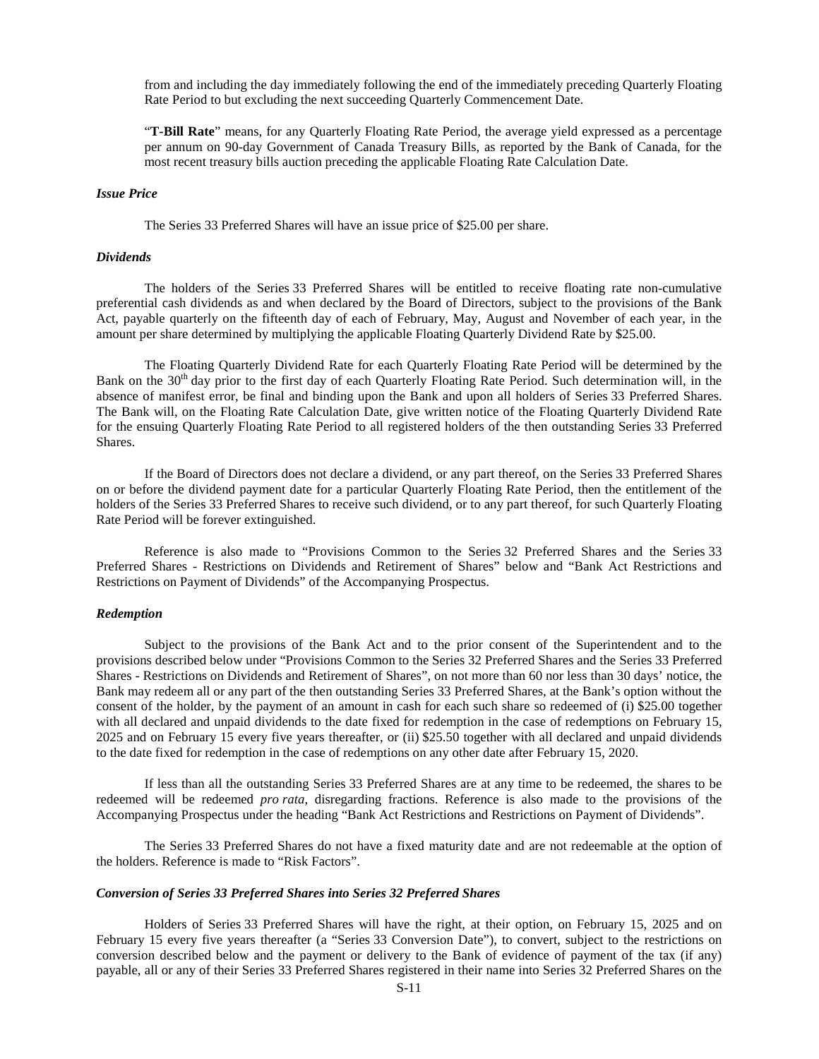from and including the day immediately following the end of the immediately preceding Quarterly Floating Rate Period to but excluding the next succeeding Quarterly Commencement Date.

"**T-Bill Rate**" means, for any Quarterly Floating Rate Period, the average yield expressed as a percentage per annum on 90-day Government of Canada Treasury Bills, as reported by the Bank of Canada, for the most recent treasury bills auction preceding the applicable Floating Rate Calculation Date.

***Issue Price***

The Series 33 Preferred Shares will have an issue price of $25.00 per share.

***Dividends***

The holders of the Series 33 Preferred Shares will be entitled to receive floating rate non-cumulative preferential cash dividends as and when declared by the Board of Directors, subject to the provisions of the Bank Act, payable quarterly on the fifteenth day of each of February, May, August and November of each year, in the amount per share determined by multiplying the applicable Floating Quarterly Dividend Rate by $25.00.

The Floating Quarterly Dividend Rate for each Quarterly Floating Rate Period will be determined by the Bank on the 30th day prior to the first day of each Quarterly Floating Rate Period. Such determination will, in the absence of manifest error, be final and binding upon the Bank and upon all holders of Series 33 Preferred Shares. The Bank will, on the Floating Rate Calculation Date, give written notice of the Floating Quarterly Dividend Rate for the ensuing Quarterly Floating Rate Period to all registered holders of the then outstanding Series 33 Preferred Shares.

If the Board of Directors does not declare a dividend, or any part thereof, on the Series 33 Preferred Shares on or before the dividend payment date for a particular Quarterly Floating Rate Period, then the entitlement of the holders of the Series 33 Preferred Shares to receive such dividend, or to any part thereof, for such Quarterly Floating Rate Period will be forever extinguished.

Reference is also made to "Provisions Common to the Series 32 Preferred Shares and the Series 33 Preferred Shares - Restrictions on Dividends and Retirement of Shares" below and "Bank Act Restrictions and Restrictions on Payment of Dividends" of the Accompanying Prospectus.

***Redemption***

Subject to the provisions of the Bank Act and to the prior consent of the Superintendent and to the provisions described below under "Provisions Common to the Series 32 Preferred Shares and the Series 33 Preferred Shares - Restrictions on Dividends and Retirement of Shares", on not more than 60 nor less than 30 days' notice, the Bank may redeem all or any part of the then outstanding Series 33 Preferred Shares, at the Bank's option without the consent of the holder, by the payment of an amount in cash for each such share so redeemed of (i) $25.00 together with all declared and unpaid dividends to the date fixed for redemption in the case of redemptions on February 15, 2025 and on February 15 every five years thereafter, or (ii) $25.50 together with all declared and unpaid dividends to the date fixed for redemption in the case of redemptions on any other date after February 15, 2020.

If less than all the outstanding Series 33 Preferred Shares are at any time to be redeemed, the shares to be redeemed will be redeemed *pro rata*, disregarding fractions. Reference is also made to the provisions of the Accompanying Prospectus under the heading "Bank Act Restrictions and Restrictions on Payment of Dividends".

The Series 33 Preferred Shares do not have a fixed maturity date and are not redeemable at the option of the holders. Reference is made to "Risk Factors".

***Conversion of Series 33 Preferred Shares into Series 32 Preferred Shares***

Holders of Series 33 Preferred Shares will have the right, at their option, on February 15, 2025 and on February 15 every five years thereafter (a "Series 33 Conversion Date"), to convert, subject to the restrictions on conversion described below and the payment or delivery to the Bank of evidence of payment of the tax (if any) payable, all or any of their Series 33 Preferred Shares registered in their name into Series 32 Preferred Shares on the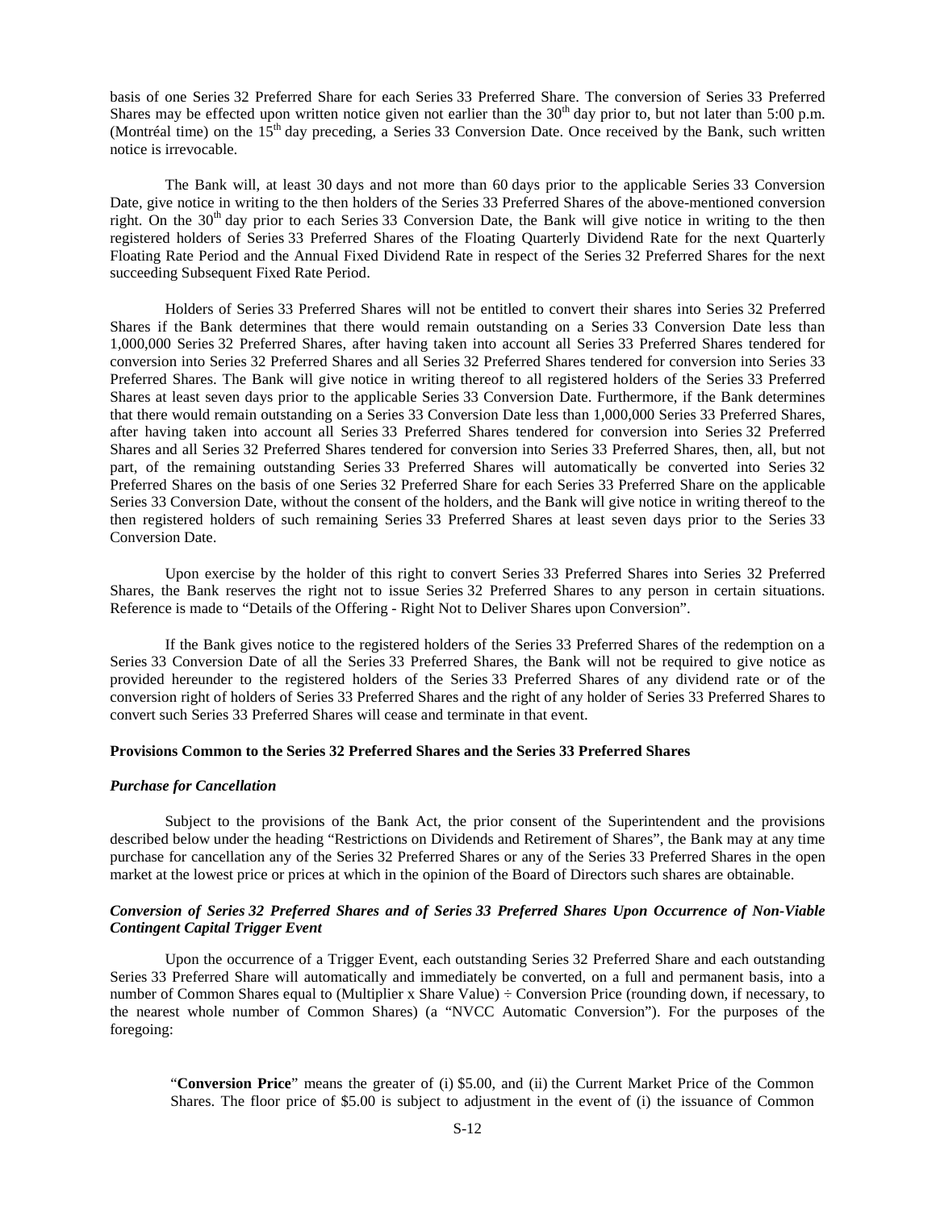basis of one Series 32 Preferred Share for each Series 33 Preferred Share. The conversion of Series 33 Preferred Shares may be effected upon written notice given not earlier than the $30^{th}$ day prior to, but not later than 5:00 p.m. (Montréal time) on the $15^{th}$ day preceding, a Series 33 Conversion Date. Once received by the Bank, such written notice is irrevocable.

The Bank will, at least 30 days and not more than 60 days prior to the applicable Series 33 Conversion Date, give notice in writing to the then holders of the Series 33 Preferred Shares of the above-mentioned conversion right. On the $30^{th}$ day prior to each Series 33 Conversion Date, the Bank will give notice in writing to the then registered holders of Series 33 Preferred Shares of the Floating Quarterly Dividend Rate for the next Quarterly Floating Rate Period and the Annual Fixed Dividend Rate in respect of the Series 32 Preferred Shares for the next succeeding Subsequent Fixed Rate Period.

Holders of Series 33 Preferred Shares will not be entitled to convert their shares into Series 32 Preferred Shares if the Bank determines that there would remain outstanding on a Series 33 Conversion Date less than 1,000,000 Series 32 Preferred Shares, after having taken into account all Series 33 Preferred Shares tendered for conversion into Series 32 Preferred Shares and all Series 32 Preferred Shares tendered for conversion into Series 33 Preferred Shares. The Bank will give notice in writing thereof to all registered holders of the Series 33 Preferred Shares at least seven days prior to the applicable Series 33 Conversion Date. Furthermore, if the Bank determines that there would remain outstanding on a Series 33 Conversion Date less than 1,000,000 Series 33 Preferred Shares, after having taken into account all Series 33 Preferred Shares tendered for conversion into Series 32 Preferred Shares and all Series 32 Preferred Shares tendered for conversion into Series 33 Preferred Shares, then, all, but not part, of the remaining outstanding Series 33 Preferred Shares will automatically be converted into Series 32 Preferred Shares on the basis of one Series 32 Preferred Share for each Series 33 Preferred Share on the applicable Series 33 Conversion Date, without the consent of the holders, and the Bank will give notice in writing thereof to the then registered holders of such remaining Series 33 Preferred Shares at least seven days prior to the Series 33 Conversion Date.

Upon exercise by the holder of this right to convert Series 33 Preferred Shares into Series 32 Preferred Shares, the Bank reserves the right not to issue Series 32 Preferred Shares to any person in certain situations. Reference is made to "Details of the Offering - Right Not to Deliver Shares upon Conversion".

If the Bank gives notice to the registered holders of the Series 33 Preferred Shares of the redemption on a Series 33 Conversion Date of all the Series 33 Preferred Shares, the Bank will not be required to give notice as provided hereunder to the registered holders of the Series 33 Preferred Shares of any dividend rate or of the conversion right of holders of Series 33 Preferred Shares and the right of any holder of Series 33 Preferred Shares to convert such Series 33 Preferred Shares will cease and terminate in that event.

### Provisions Common to the Series 32 Preferred Shares and the Series 33 Preferred Shares

#### *Purchase for Cancellation*

Subject to the provisions of the Bank Act, the prior consent of the Superintendent and the provisions described below under the heading "Restrictions on Dividends and Retirement of Shares", the Bank may at any time purchase for cancellation any of the Series 32 Preferred Shares or any of the Series 33 Preferred Shares in the open market at the lowest price or prices at which in the opinion of the Board of Directors such shares are obtainable.

#### *Conversion of Series 32 Preferred Shares and of Series 33 Preferred Shares Upon Occurrence of Non-Viable Contingent Capital Trigger Event*

Upon the occurrence of a Trigger Event, each outstanding Series 32 Preferred Share and each outstanding Series 33 Preferred Share will automatically and immediately be converted, on a full and permanent basis, into a number of Common Shares equal to (Multiplier x Share Value) ÷ Conversion Price (rounding down, if necessary, to the nearest whole number of Common Shares) (a "NVCC Automatic Conversion"). For the purposes of the foregoing:

> "**Conversion Price**" means the greater of (i) $5.00, and (ii) the Current Market Price of the Common Shares. The floor price of $5.00 is subject to adjustment in the event of (i) the issuance of Common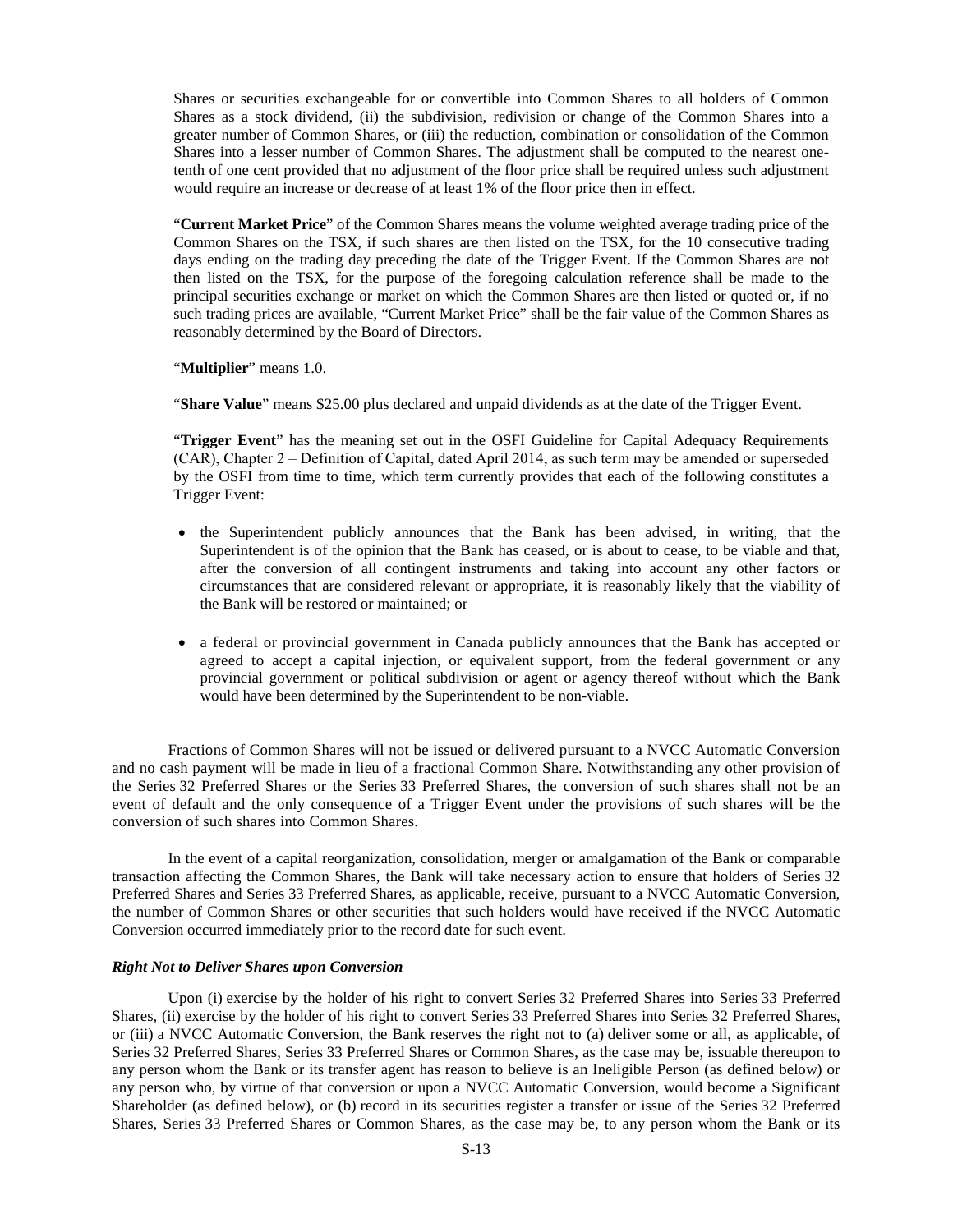Shares or securities exchangeable for or convertible into Common Shares to all holders of Common Shares as a stock dividend, (ii) the subdivision, redivision or change of the Common Shares into a greater number of Common Shares, or (iii) the reduction, combination or consolidation of the Common Shares into a lesser number of Common Shares. The adjustment shall be computed to the nearest one-tenth of one cent provided that no adjustment of the floor price shall be required unless such adjustment would require an increase or decrease of at least 1% of the floor price then in effect.

"**Current Market Price**" of the Common Shares means the volume weighted average trading price of the Common Shares on the TSX, if such shares are then listed on the TSX, for the 10 consecutive trading days ending on the trading day preceding the date of the Trigger Event. If the Common Shares are not then listed on the TSX, for the purpose of the foregoing calculation reference shall be made to the principal securities exchange or market on which the Common Shares are then listed or quoted or, if no such trading prices are available, "Current Market Price" shall be the fair value of the Common Shares as reasonably determined by the Board of Directors.

"**Multiplier**" means 1.0.

"**Share Value**" means $25.00 plus declared and unpaid dividends as at the date of the Trigger Event.

"**Trigger Event**" has the meaning set out in the OSFI Guideline for Capital Adequacy Requirements (CAR), Chapter 2 – Definition of Capital, dated April 2014, as such term may be amended or superseded by the OSFI from time to time, which term currently provides that each of the following constitutes a Trigger Event:

- the Superintendent publicly announces that the Bank has been advised, in writing, that the Superintendent is of the opinion that the Bank has ceased, or is about to cease, to be viable and that, after the conversion of all contingent instruments and taking into account any other factors or circumstances that are considered relevant or appropriate, it is reasonably likely that the viability of the Bank will be restored or maintained; or
- a federal or provincial government in Canada publicly announces that the Bank has accepted or agreed to accept a capital injection, or equivalent support, from the federal government or any provincial government or political subdivision or agent or agency thereof without which the Bank would have been determined by the Superintendent to be non-viable.

Fractions of Common Shares will not be issued or delivered pursuant to a NVCC Automatic Conversion and no cash payment will be made in lieu of a fractional Common Share. Notwithstanding any other provision of the Series 32 Preferred Shares or the Series 33 Preferred Shares, the conversion of such shares shall not be an event of default and the only consequence of a Trigger Event under the provisions of such shares will be the conversion of such shares into Common Shares.

In the event of a capital reorganization, consolidation, merger or amalgamation of the Bank or comparable transaction affecting the Common Shares, the Bank will take necessary action to ensure that holders of Series 32 Preferred Shares and Series 33 Preferred Shares, as applicable, receive, pursuant to a NVCC Automatic Conversion, the number of Common Shares or other securities that such holders would have received if the NVCC Automatic Conversion occurred immediately prior to the record date for such event.

***Right Not to Deliver Shares upon Conversion***

Upon (i) exercise by the holder of his right to convert Series 32 Preferred Shares into Series 33 Preferred Shares, (ii) exercise by the holder of his right to convert Series 33 Preferred Shares into Series 32 Preferred Shares, or (iii) a NVCC Automatic Conversion, the Bank reserves the right not to (a) deliver some or all, as applicable, of Series 32 Preferred Shares, Series 33 Preferred Shares or Common Shares, as the case may be, issuable thereupon to any person whom the Bank or its transfer agent has reason to believe is an Ineligible Person (as defined below) or any person who, by virtue of that conversion or upon a NVCC Automatic Conversion, would become a Significant Shareholder (as defined below), or (b) record in its securities register a transfer or issue of the Series 32 Preferred Shares, Series 33 Preferred Shares or Common Shares, as the case may be, to any person whom the Bank or its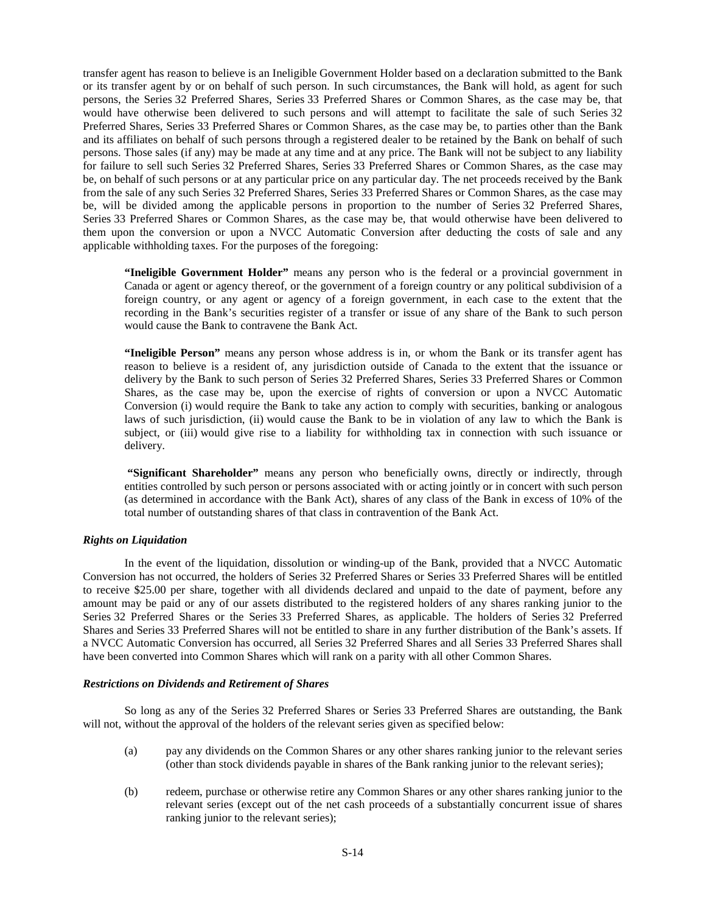transfer agent has reason to believe is an Ineligible Government Holder based on a declaration submitted to the Bank or its transfer agent by or on behalf of such person. In such circumstances, the Bank will hold, as agent for such persons, the Series 32 Preferred Shares, Series 33 Preferred Shares or Common Shares, as the case may be, that would have otherwise been delivered to such persons and will attempt to facilitate the sale of such Series 32 Preferred Shares, Series 33 Preferred Shares or Common Shares, as the case may be, to parties other than the Bank and its affiliates on behalf of such persons through a registered dealer to be retained by the Bank on behalf of such persons. Those sales (if any) may be made at any time and at any price. The Bank will not be subject to any liability for failure to sell such Series 32 Preferred Shares, Series 33 Preferred Shares or Common Shares, as the case may be, on behalf of such persons or at any particular price on any particular day. The net proceeds received by the Bank from the sale of any such Series 32 Preferred Shares, Series 33 Preferred Shares or Common Shares, as the case may be, will be divided among the applicable persons in proportion to the number of Series 32 Preferred Shares, Series 33 Preferred Shares or Common Shares, as the case may be, that would otherwise have been delivered to them upon the conversion or upon a NVCC Automatic Conversion after deducting the costs of sale and any applicable withholding taxes. For the purposes of the foregoing:

> **"Ineligible Government Holder"** means any person who is the federal or a provincial government in Canada or agent or agency thereof, or the government of a foreign country or any political subdivision of a foreign country, or any agent or agency of a foreign government, in each case to the extent that the recording in the Bank's securities register of a transfer or issue of any share of the Bank to such person would cause the Bank to contravene the Bank Act.
>
> **"Ineligible Person"** means any person whose address is in, or whom the Bank or its transfer agent has reason to believe is a resident of, any jurisdiction outside of Canada to the extent that the issuance or delivery by the Bank to such person of Series 32 Preferred Shares, Series 33 Preferred Shares or Common Shares, as the case may be, upon the exercise of rights of conversion or upon a NVCC Automatic Conversion (i) would require the Bank to take any action to comply with securities, banking or analogous laws of such jurisdiction, (ii) would cause the Bank to be in violation of any law to which the Bank is subject, or (iii) would give rise to a liability for withholding tax in connection with such issuance or delivery.
>
> **"Significant Shareholder"** means any person who beneficially owns, directly or indirectly, through entities controlled by such person or persons associated with or acting jointly or in concert with such person (as determined in accordance with the Bank Act), shares of any class of the Bank in excess of 10% of the total number of outstanding shares of that class in contravention of the Bank Act.

***Rights on Liquidation***

In the event of the liquidation, dissolution or winding-up of the Bank, provided that a NVCC Automatic Conversion has not occurred, the holders of Series 32 Preferred Shares or Series 33 Preferred Shares will be entitled to receive $25.00 per share, together with all dividends declared and unpaid to the date of payment, before any amount may be paid or any of our assets distributed to the registered holders of any shares ranking junior to the Series 32 Preferred Shares or the Series 33 Preferred Shares, as applicable. The holders of Series 32 Preferred Shares and Series 33 Preferred Shares will not be entitled to share in any further distribution of the Bank's assets. If a NVCC Automatic Conversion has occurred, all Series 32 Preferred Shares and all Series 33 Preferred Shares shall have been converted into Common Shares which will rank on a parity with all other Common Shares.

***Restrictions on Dividends and Retirement of Shares***

So long as any of the Series 32 Preferred Shares or Series 33 Preferred Shares are outstanding, the Bank will not, without the approval of the holders of the relevant series given as specified below:

(a) pay any dividends on the Common Shares or any other shares ranking junior to the relevant series (other than stock dividends payable in shares of the Bank ranking junior to the relevant series);

(b) redeem, purchase or otherwise retire any Common Shares or any other shares ranking junior to the relevant series (except out of the net cash proceeds of a substantially concurrent issue of shares ranking junior to the relevant series);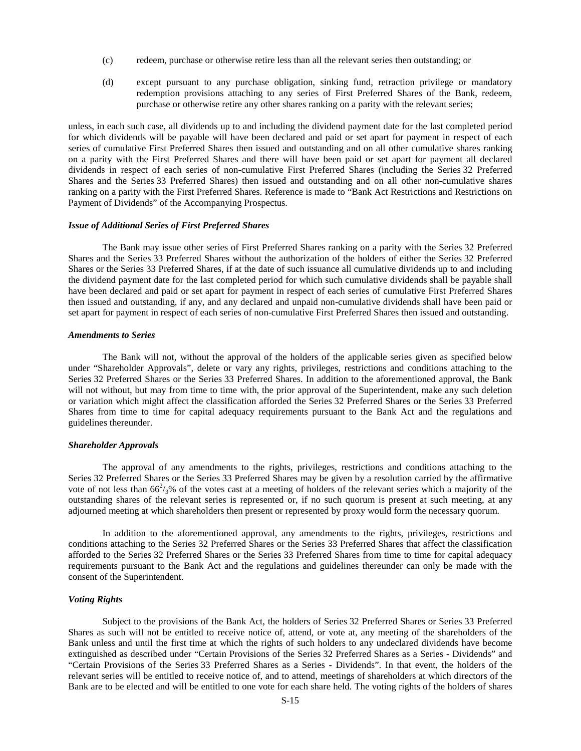(c) redeem, purchase or otherwise retire less than all the relevant series then outstanding; or

(d) except pursuant to any purchase obligation, sinking fund, retraction privilege or mandatory redemption provisions attaching to any series of First Preferred Shares of the Bank, redeem, purchase or otherwise retire any other shares ranking on a parity with the relevant series;

unless, in each such case, all dividends up to and including the dividend payment date for the last completed period for which dividends will be payable will have been declared and paid or set apart for payment in respect of each series of cumulative First Preferred Shares then issued and outstanding and on all other cumulative shares ranking on a parity with the First Preferred Shares and there will have been paid or set apart for payment all declared dividends in respect of each series of non-cumulative First Preferred Shares (including the Series 32 Preferred Shares and the Series 33 Preferred Shares) then issued and outstanding and on all other non-cumulative shares ranking on a parity with the First Preferred Shares. Reference is made to "Bank Act Restrictions and Restrictions on Payment of Dividends" of the Accompanying Prospectus.

***Issue of Additional Series of First Preferred Shares***

The Bank may issue other series of First Preferred Shares ranking on a parity with the Series 32 Preferred Shares and the Series 33 Preferred Shares without the authorization of the holders of either the Series 32 Preferred Shares or the Series 33 Preferred Shares, if at the date of such issuance all cumulative dividends up to and including the dividend payment date for the last completed period for which such cumulative dividends shall be payable shall have been declared and paid or set apart for payment in respect of each series of cumulative First Preferred Shares then issued and outstanding, if any, and any declared and unpaid non-cumulative dividends shall have been paid or set apart for payment in respect of each series of non-cumulative First Preferred Shares then issued and outstanding.

***Amendments to Series***

The Bank will not, without the approval of the holders of the applicable series given as specified below under "Shareholder Approvals", delete or vary any rights, privileges, restrictions and conditions attaching to the Series 32 Preferred Shares or the Series 33 Preferred Shares. In addition to the aforementioned approval, the Bank will not without, but may from time to time with, the prior approval of the Superintendent, make any such deletion or variation which might affect the classification afforded the Series 32 Preferred Shares or the Series 33 Preferred Shares from time to time for capital adequacy requirements pursuant to the Bank Act and the regulations and guidelines thereunder.

***Shareholder Approvals***

The approval of any amendments to the rights, privileges, restrictions and conditions attaching to the Series 32 Preferred Shares or the Series 33 Preferred Shares may be given by a resolution carried by the affirmative vote of not less than $66^2/_3$% of the votes cast at a meeting of holders of the relevant series which a majority of the outstanding shares of the relevant series is represented or, if no such quorum is present at such meeting, at any adjourned meeting at which shareholders then present or represented by proxy would form the necessary quorum.

In addition to the aforementioned approval, any amendments to the rights, privileges, restrictions and conditions attaching to the Series 32 Preferred Shares or the Series 33 Preferred Shares that affect the classification afforded to the Series 32 Preferred Shares or the Series 33 Preferred Shares from time to time for capital adequacy requirements pursuant to the Bank Act and the regulations and guidelines thereunder can only be made with the consent of the Superintendent.

***Voting Rights***

Subject to the provisions of the Bank Act, the holders of Series 32 Preferred Shares or Series 33 Preferred Shares as such will not be entitled to receive notice of, attend, or vote at, any meeting of the shareholders of the Bank unless and until the first time at which the rights of such holders to any undeclared dividends have become extinguished as described under "Certain Provisions of the Series 32 Preferred Shares as a Series - Dividends" and "Certain Provisions of the Series 33 Preferred Shares as a Series - Dividends". In that event, the holders of the relevant series will be entitled to receive notice of, and to attend, meetings of shareholders at which directors of the Bank are to be elected and will be entitled to one vote for each share held. The voting rights of the holders of shares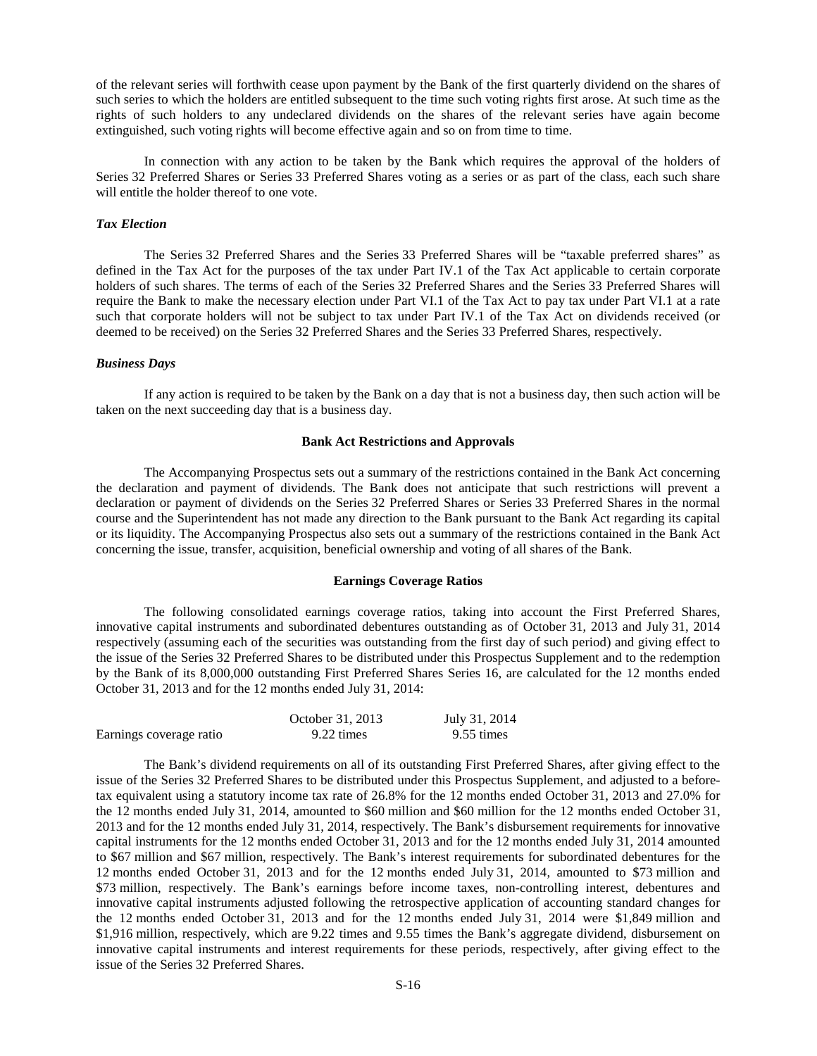of the relevant series will forthwith cease upon payment by the Bank of the first quarterly dividend on the shares of such series to which the holders are entitled subsequent to the time such voting rights first arose. At such time as the rights of such holders to any undeclared dividends on the shares of the relevant series have again become extinguished, such voting rights will become effective again and so on from time to time.

In connection with any action to be taken by the Bank which requires the approval of the holders of Series 32 Preferred Shares or Series 33 Preferred Shares voting as a series or as part of the class, each such share will entitle the holder thereof to one vote.

### *Tax Election*

The Series 32 Preferred Shares and the Series 33 Preferred Shares will be "taxable preferred shares" as defined in the Tax Act for the purposes of the tax under Part IV.1 of the Tax Act applicable to certain corporate holders of such shares. The terms of each of the Series 32 Preferred Shares and the Series 33 Preferred Shares will require the Bank to make the necessary election under Part VI.1 of the Tax Act to pay tax under Part VI.1 at a rate such that corporate holders will not be subject to tax under Part IV.1 of the Tax Act on dividends received (or deemed to be received) on the Series 32 Preferred Shares and the Series 33 Preferred Shares, respectively.

### *Business Days*

If any action is required to be taken by the Bank on a day that is not a business day, then such action will be taken on the next succeeding day that is a business day.

## Bank Act Restrictions and Approvals

The Accompanying Prospectus sets out a summary of the restrictions contained in the Bank Act concerning the declaration and payment of dividends. The Bank does not anticipate that such restrictions will prevent a declaration or payment of dividends on the Series 32 Preferred Shares or Series 33 Preferred Shares in the normal course and the Superintendent has not made any direction to the Bank pursuant to the Bank Act regarding its capital or its liquidity. The Accompanying Prospectus also sets out a summary of the restrictions contained in the Bank Act concerning the issue, transfer, acquisition, beneficial ownership and voting of all shares of the Bank.

## Earnings Coverage Ratios

The following consolidated earnings coverage ratios, taking into account the First Preferred Shares, innovative capital instruments and subordinated debentures outstanding as of October 31, 2013 and July 31, 2014 respectively (assuming each of the securities was outstanding from the first day of such period) and giving effect to the issue of the Series 32 Preferred Shares to be distributed under this Prospectus Supplement and to the redemption by the Bank of its 8,000,000 outstanding First Preferred Shares Series 16, are calculated for the 12 months ended October 31, 2013 and for the 12 months ended July 31, 2014:

| | October 31, 2013 | July 31, 2014 |
|---|---|---|
| Earnings coverage ratio | 9.22 times | 9.55 times |

The Bank's dividend requirements on all of its outstanding First Preferred Shares, after giving effect to the issue of the Series 32 Preferred Shares to be distributed under this Prospectus Supplement, and adjusted to a before-tax equivalent using a statutory income tax rate of 26.8% for the 12 months ended October 31, 2013 and 27.0% for the 12 months ended July 31, 2014, amounted to \$60 million and \$60 million for the 12 months ended October 31, 2013 and for the 12 months ended July 31, 2014, respectively. The Bank's disbursement requirements for innovative capital instruments for the 12 months ended October 31, 2013 and for the 12 months ended July 31, 2014 amounted to \$67 million and \$67 million, respectively. The Bank's interest requirements for subordinated debentures for the 12 months ended October 31, 2013 and for the 12 months ended July 31, 2014, amounted to \$73 million and \$73 million, respectively. The Bank's earnings before income taxes, non-controlling interest, debentures and innovative capital instruments adjusted following the retrospective application of accounting standard changes for the 12 months ended October 31, 2013 and for the 12 months ended July 31, 2014 were \$1,849 million and \$1,916 million, respectively, which are 9.22 times and 9.55 times the Bank's aggregate dividend, disbursement on innovative capital instruments and interest requirements for these periods, respectively, after giving effect to the issue of the Series 32 Preferred Shares.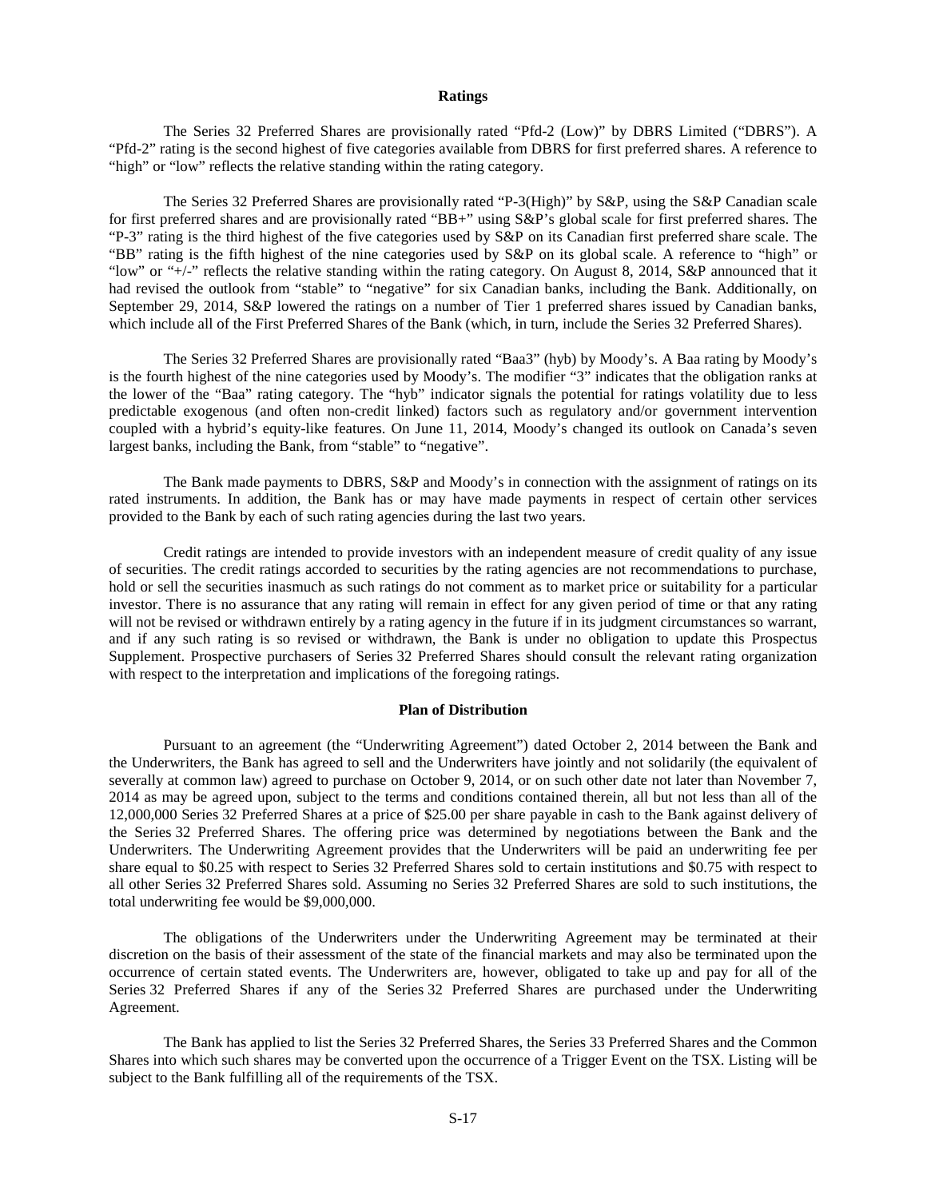## Ratings

The Series 32 Preferred Shares are provisionally rated "Pfd-2 (Low)" by DBRS Limited ("DBRS"). A "Pfd-2" rating is the second highest of five categories available from DBRS for first preferred shares. A reference to "high" or "low" reflects the relative standing within the rating category.

The Series 32 Preferred Shares are provisionally rated "P-3(High)" by S&P, using the S&P Canadian scale for first preferred shares and are provisionally rated "BB+" using S&P's global scale for first preferred shares. The "P-3" rating is the third highest of the five categories used by S&P on its Canadian first preferred share scale. The "BB" rating is the fifth highest of the nine categories used by S&P on its global scale. A reference to "high" or "low" or "+/-" reflects the relative standing within the rating category. On August 8, 2014, S&P announced that it had revised the outlook from "stable" to "negative" for six Canadian banks, including the Bank. Additionally, on September 29, 2014, S&P lowered the ratings on a number of Tier 1 preferred shares issued by Canadian banks, which include all of the First Preferred Shares of the Bank (which, in turn, include the Series 32 Preferred Shares).

The Series 32 Preferred Shares are provisionally rated "Baa3" (hyb) by Moody's. A Baa rating by Moody's is the fourth highest of the nine categories used by Moody's. The modifier "3" indicates that the obligation ranks at the lower of the "Baa" rating category. The "hyb" indicator signals the potential for ratings volatility due to less predictable exogenous (and often non-credit linked) factors such as regulatory and/or government intervention coupled with a hybrid's equity-like features. On June 11, 2014, Moody's changed its outlook on Canada's seven largest banks, including the Bank, from "stable" to "negative".

The Bank made payments to DBRS, S&P and Moody's in connection with the assignment of ratings on its rated instruments. In addition, the Bank has or may have made payments in respect of certain other services provided to the Bank by each of such rating agencies during the last two years.

Credit ratings are intended to provide investors with an independent measure of credit quality of any issue of securities. The credit ratings accorded to securities by the rating agencies are not recommendations to purchase, hold or sell the securities inasmuch as such ratings do not comment as to market price or suitability for a particular investor. There is no assurance that any rating will remain in effect for any given period of time or that any rating will not be revised or withdrawn entirely by a rating agency in the future if in its judgment circumstances so warrant, and if any such rating is so revised or withdrawn, the Bank is under no obligation to update this Prospectus Supplement. Prospective purchasers of Series 32 Preferred Shares should consult the relevant rating organization with respect to the interpretation and implications of the foregoing ratings.

## Plan of Distribution

Pursuant to an agreement (the "Underwriting Agreement") dated October 2, 2014 between the Bank and the Underwriters, the Bank has agreed to sell and the Underwriters have jointly and not solidarily (the equivalent of severally at common law) agreed to purchase on October 9, 2014, or on such other date not later than November 7, 2014 as may be agreed upon, subject to the terms and conditions contained therein, all but not less than all of the 12,000,000 Series 32 Preferred Shares at a price of $25.00 per share payable in cash to the Bank against delivery of the Series 32 Preferred Shares. The offering price was determined by negotiations between the Bank and the Underwriters. The Underwriting Agreement provides that the Underwriters will be paid an underwriting fee per share equal to $0.25 with respect to Series 32 Preferred Shares sold to certain institutions and $0.75 with respect to all other Series 32 Preferred Shares sold. Assuming no Series 32 Preferred Shares are sold to such institutions, the total underwriting fee would be $9,000,000.

The obligations of the Underwriters under the Underwriting Agreement may be terminated at their discretion on the basis of their assessment of the state of the financial markets and may also be terminated upon the occurrence of certain stated events. The Underwriters are, however, obligated to take up and pay for all of the Series 32 Preferred Shares if any of the Series 32 Preferred Shares are purchased under the Underwriting Agreement.

The Bank has applied to list the Series 32 Preferred Shares, the Series 33 Preferred Shares and the Common Shares into which such shares may be converted upon the occurrence of a Trigger Event on the TSX. Listing will be subject to the Bank fulfilling all of the requirements of the TSX.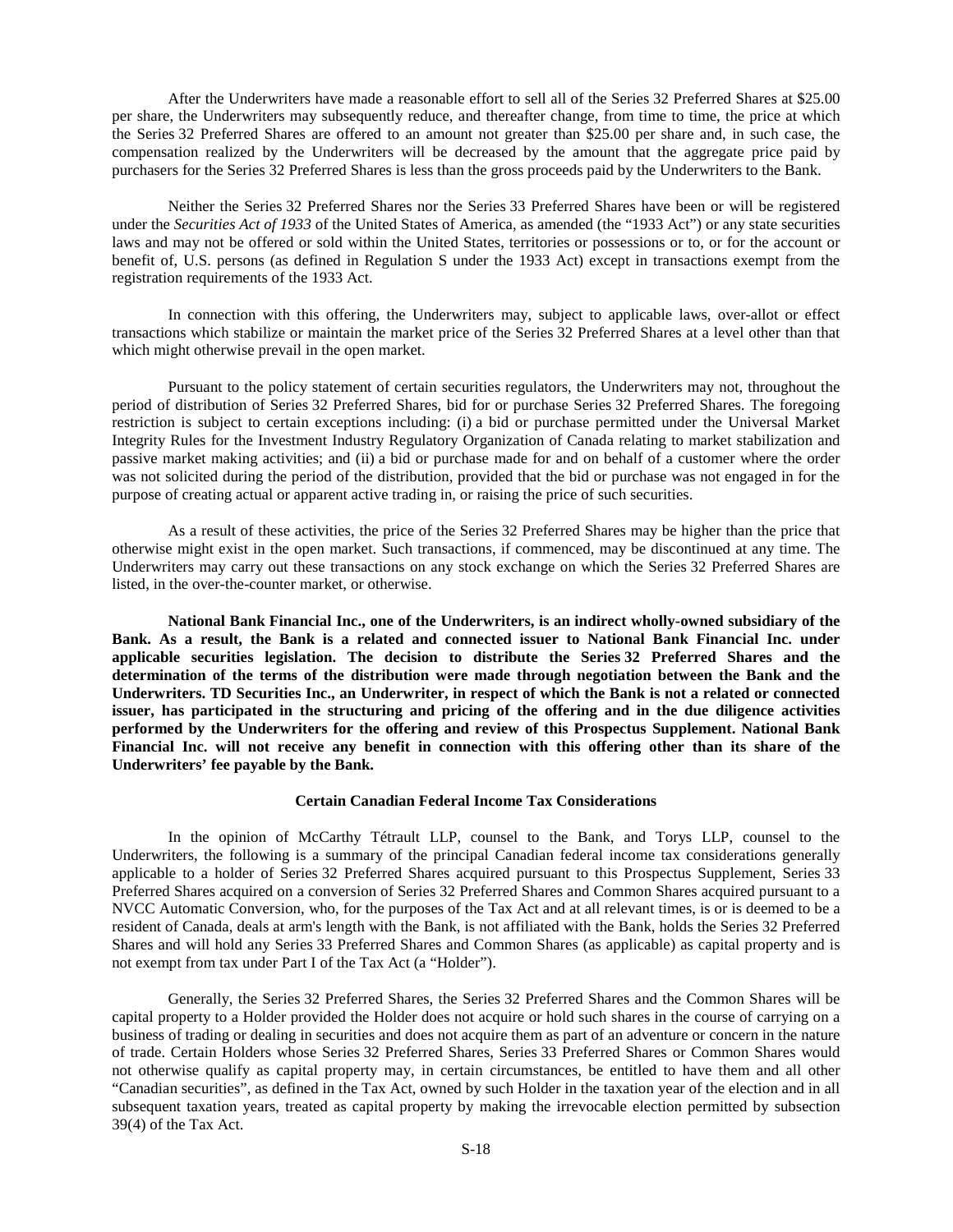After the Underwriters have made a reasonable effort to sell all of the Series 32 Preferred Shares at $25.00 per share, the Underwriters may subsequently reduce, and thereafter change, from time to time, the price at which the Series 32 Preferred Shares are offered to an amount not greater than $25.00 per share and, in such case, the compensation realized by the Underwriters will be decreased by the amount that the aggregate price paid by purchasers for the Series 32 Preferred Shares is less than the gross proceeds paid by the Underwriters to the Bank.

Neither the Series 32 Preferred Shares nor the Series 33 Preferred Shares have been or will be registered under the *Securities Act of 1933* of the United States of America, as amended (the "1933 Act") or any state securities laws and may not be offered or sold within the United States, territories or possessions or to, or for the account or benefit of, U.S. persons (as defined in Regulation S under the 1933 Act) except in transactions exempt from the registration requirements of the 1933 Act.

In connection with this offering, the Underwriters may, subject to applicable laws, over-allot or effect transactions which stabilize or maintain the market price of the Series 32 Preferred Shares at a level other than that which might otherwise prevail in the open market.

Pursuant to the policy statement of certain securities regulators, the Underwriters may not, throughout the period of distribution of Series 32 Preferred Shares, bid for or purchase Series 32 Preferred Shares. The foregoing restriction is subject to certain exceptions including: (i) a bid or purchase permitted under the Universal Market Integrity Rules for the Investment Industry Regulatory Organization of Canada relating to market stabilization and passive market making activities; and (ii) a bid or purchase made for and on behalf of a customer where the order was not solicited during the period of the distribution, provided that the bid or purchase was not engaged in for the purpose of creating actual or apparent active trading in, or raising the price of such securities.

As a result of these activities, the price of the Series 32 Preferred Shares may be higher than the price that otherwise might exist in the open market. Such transactions, if commenced, may be discontinued at any time. The Underwriters may carry out these transactions on any stock exchange on which the Series 32 Preferred Shares are listed, in the over-the-counter market, or otherwise.

**National Bank Financial Inc., one of the Underwriters, is an indirect wholly-owned subsidiary of the Bank. As a result, the Bank is a related and connected issuer to National Bank Financial Inc. under applicable securities legislation. The decision to distribute the Series 32 Preferred Shares and the determination of the terms of the distribution were made through negotiation between the Bank and the Underwriters. TD Securities Inc., an Underwriter, in respect of which the Bank is not a related or connected issuer, has participated in the structuring and pricing of the offering and in the due diligence activities performed by the Underwriters for the offering and review of this Prospectus Supplement. National Bank Financial Inc. will not receive any benefit in connection with this offering other than its share of the Underwriters' fee payable by the Bank.**

## Certain Canadian Federal Income Tax Considerations

In the opinion of McCarthy Tétrault LLP, counsel to the Bank, and Torys LLP, counsel to the Underwriters, the following is a summary of the principal Canadian federal income tax considerations generally applicable to a holder of Series 32 Preferred Shares acquired pursuant to this Prospectus Supplement, Series 33 Preferred Shares acquired on a conversion of Series 32 Preferred Shares and Common Shares acquired pursuant to a NVCC Automatic Conversion, who, for the purposes of the Tax Act and at all relevant times, is or is deemed to be a resident of Canada, deals at arm's length with the Bank, is not affiliated with the Bank, holds the Series 32 Preferred Shares and will hold any Series 33 Preferred Shares and Common Shares (as applicable) as capital property and is not exempt from tax under Part I of the Tax Act (a "Holder").

Generally, the Series 32 Preferred Shares, the Series 32 Preferred Shares and the Common Shares will be capital property to a Holder provided the Holder does not acquire or hold such shares in the course of carrying on a business of trading or dealing in securities and does not acquire them as part of an adventure or concern in the nature of trade. Certain Holders whose Series 32 Preferred Shares, Series 33 Preferred Shares or Common Shares would not otherwise qualify as capital property may, in certain circumstances, be entitled to have them and all other "Canadian securities", as defined in the Tax Act, owned by such Holder in the taxation year of the election and in all subsequent taxation years, treated as capital property by making the irrevocable election permitted by subsection 39(4) of the Tax Act.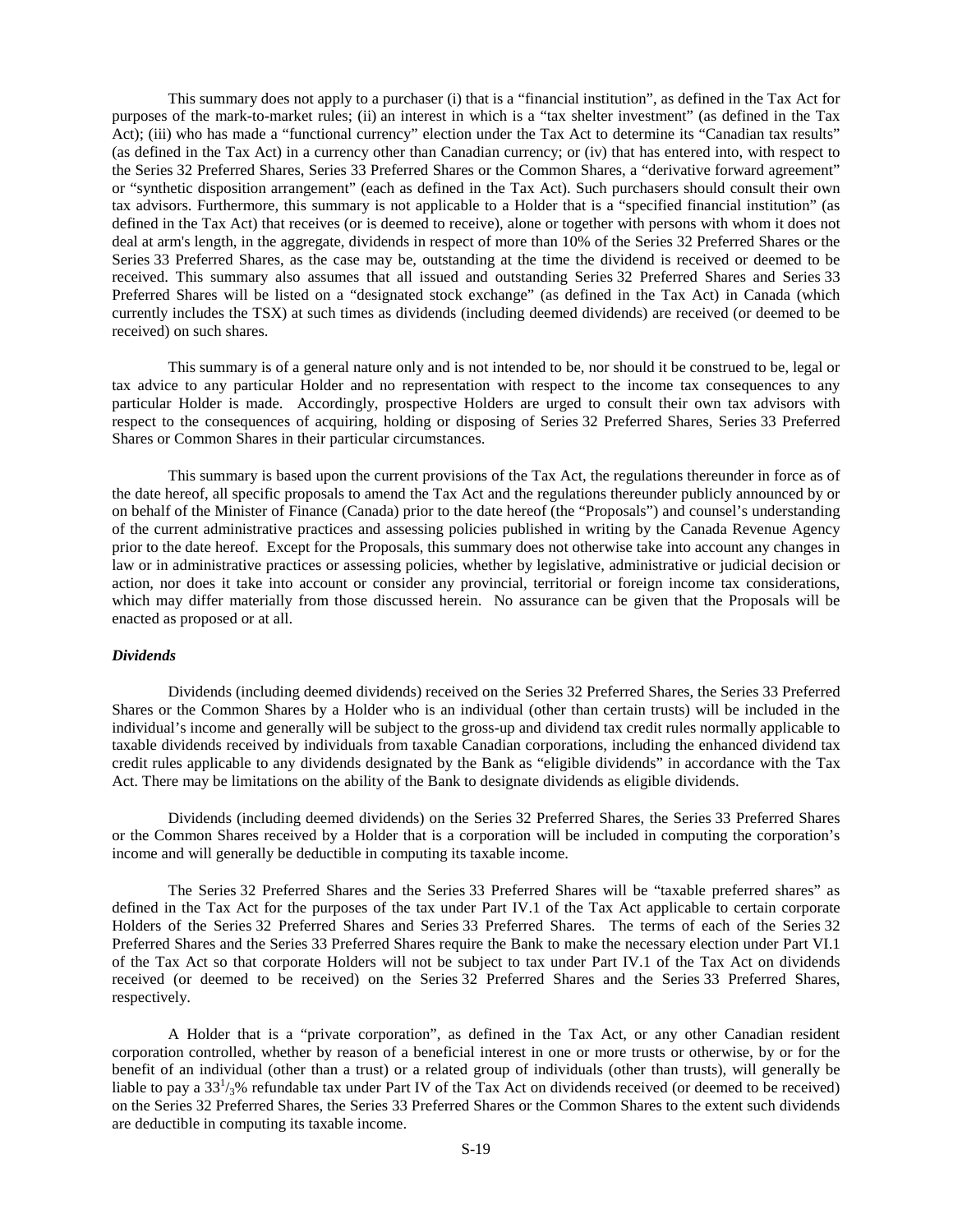This summary does not apply to a purchaser (i) that is a "financial institution", as defined in the Tax Act for purposes of the mark-to-market rules; (ii) an interest in which is a "tax shelter investment" (as defined in the Tax Act); (iii) who has made a "functional currency" election under the Tax Act to determine its "Canadian tax results" (as defined in the Tax Act) in a currency other than Canadian currency; or (iv) that has entered into, with respect to the Series 32 Preferred Shares, Series 33 Preferred Shares or the Common Shares, a "derivative forward agreement" or "synthetic disposition arrangement" (each as defined in the Tax Act). Such purchasers should consult their own tax advisors. Furthermore, this summary is not applicable to a Holder that is a "specified financial institution" (as defined in the Tax Act) that receives (or is deemed to receive), alone or together with persons with whom it does not deal at arm's length, in the aggregate, dividends in respect of more than 10% of the Series 32 Preferred Shares or the Series 33 Preferred Shares, as the case may be, outstanding at the time the dividend is received or deemed to be received. This summary also assumes that all issued and outstanding Series 32 Preferred Shares and Series 33 Preferred Shares will be listed on a "designated stock exchange" (as defined in the Tax Act) in Canada (which currently includes the TSX) at such times as dividends (including deemed dividends) are received (or deemed to be received) on such shares.

This summary is of a general nature only and is not intended to be, nor should it be construed to be, legal or tax advice to any particular Holder and no representation with respect to the income tax consequences to any particular Holder is made. Accordingly, prospective Holders are urged to consult their own tax advisors with respect to the consequences of acquiring, holding or disposing of Series 32 Preferred Shares, Series 33 Preferred Shares or Common Shares in their particular circumstances.

This summary is based upon the current provisions of the Tax Act, the regulations thereunder in force as of the date hereof, all specific proposals to amend the Tax Act and the regulations thereunder publicly announced by or on behalf of the Minister of Finance (Canada) prior to the date hereof (the "Proposals") and counsel's understanding of the current administrative practices and assessing policies published in writing by the Canada Revenue Agency prior to the date hereof. Except for the Proposals, this summary does not otherwise take into account any changes in law or in administrative practices or assessing policies, whether by legislative, administrative or judicial decision or action, nor does it take into account or consider any provincial, territorial or foreign income tax considerations, which may differ materially from those discussed herein. No assurance can be given that the Proposals will be enacted as proposed or at all.

***Dividends***

Dividends (including deemed dividends) received on the Series 32 Preferred Shares, the Series 33 Preferred Shares or the Common Shares by a Holder who is an individual (other than certain trusts) will be included in the individual's income and generally will be subject to the gross-up and dividend tax credit rules normally applicable to taxable dividends received by individuals from taxable Canadian corporations, including the enhanced dividend tax credit rules applicable to any dividends designated by the Bank as "eligible dividends" in accordance with the Tax Act. There may be limitations on the ability of the Bank to designate dividends as eligible dividends.

Dividends (including deemed dividends) on the Series 32 Preferred Shares, the Series 33 Preferred Shares or the Common Shares received by a Holder that is a corporation will be included in computing the corporation's income and will generally be deductible in computing its taxable income.

The Series 32 Preferred Shares and the Series 33 Preferred Shares will be "taxable preferred shares" as defined in the Tax Act for the purposes of the tax under Part IV.1 of the Tax Act applicable to certain corporate Holders of the Series 32 Preferred Shares and Series 33 Preferred Shares. The terms of each of the Series 32 Preferred Shares and the Series 33 Preferred Shares require the Bank to make the necessary election under Part VI.1 of the Tax Act so that corporate Holders will not be subject to tax under Part IV.1 of the Tax Act on dividends received (or deemed to be received) on the Series 32 Preferred Shares and the Series 33 Preferred Shares, respectively.

A Holder that is a "private corporation", as defined in the Tax Act, or any other Canadian resident corporation controlled, whether by reason of a beneficial interest in one or more trusts or otherwise, by or for the benefit of an individual (other than a trust) or a related group of individuals (other than trusts), will generally be liable to pay a $33^{1}/_{3}$% refundable tax under Part IV of the Tax Act on dividends received (or deemed to be received) on the Series 32 Preferred Shares, the Series 33 Preferred Shares or the Common Shares to the extent such dividends are deductible in computing its taxable income.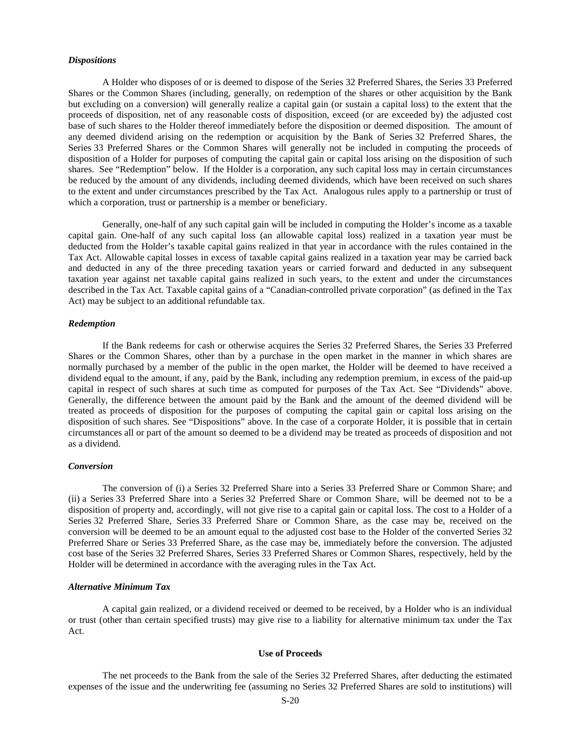### *Dispositions*

A Holder who disposes of or is deemed to dispose of the Series 32 Preferred Shares, the Series 33 Preferred Shares or the Common Shares (including, generally, on redemption of the shares or other acquisition by the Bank but excluding on a conversion) will generally realize a capital gain (or sustain a capital loss) to the extent that the proceeds of disposition, net of any reasonable costs of disposition, exceed (or are exceeded by) the adjusted cost base of such shares to the Holder thereof immediately before the disposition or deemed disposition. The amount of any deemed dividend arising on the redemption or acquisition by the Bank of Series 32 Preferred Shares, the Series 33 Preferred Shares or the Common Shares will generally not be included in computing the proceeds of disposition of a Holder for purposes of computing the capital gain or capital loss arising on the disposition of such shares. See "Redemption" below. If the Holder is a corporation, any such capital loss may in certain circumstances be reduced by the amount of any dividends, including deemed dividends, which have been received on such shares to the extent and under circumstances prescribed by the Tax Act. Analogous rules apply to a partnership or trust of which a corporation, trust or partnership is a member or beneficiary.

Generally, one-half of any such capital gain will be included in computing the Holder's income as a taxable capital gain. One-half of any such capital loss (an allowable capital loss) realized in a taxation year must be deducted from the Holder's taxable capital gains realized in that year in accordance with the rules contained in the Tax Act. Allowable capital losses in excess of taxable capital gains realized in a taxation year may be carried back and deducted in any of the three preceding taxation years or carried forward and deducted in any subsequent taxation year against net taxable capital gains realized in such years, to the extent and under the circumstances described in the Tax Act. Taxable capital gains of a "Canadian-controlled private corporation" (as defined in the Tax Act) may be subject to an additional refundable tax.

### *Redemption*

If the Bank redeems for cash or otherwise acquires the Series 32 Preferred Shares, the Series 33 Preferred Shares or the Common Shares, other than by a purchase in the open market in the manner in which shares are normally purchased by a member of the public in the open market, the Holder will be deemed to have received a dividend equal to the amount, if any, paid by the Bank, including any redemption premium, in excess of the paid-up capital in respect of such shares at such time as computed for purposes of the Tax Act. See "Dividends" above. Generally, the difference between the amount paid by the Bank and the amount of the deemed dividend will be treated as proceeds of disposition for the purposes of computing the capital gain or capital loss arising on the disposition of such shares. See "Dispositions" above. In the case of a corporate Holder, it is possible that in certain circumstances all or part of the amount so deemed to be a dividend may be treated as proceeds of disposition and not as a dividend.

### *Conversion*

The conversion of (i) a Series 32 Preferred Share into a Series 33 Preferred Share or Common Share; and (ii) a Series 33 Preferred Share into a Series 32 Preferred Share or Common Share, will be deemed not to be a disposition of property and, accordingly, will not give rise to a capital gain or capital loss. The cost to a Holder of a Series 32 Preferred Share, Series 33 Preferred Share or Common Share, as the case may be, received on the conversion will be deemed to be an amount equal to the adjusted cost base to the Holder of the converted Series 32 Preferred Share or Series 33 Preferred Share, as the case may be, immediately before the conversion. The adjusted cost base of the Series 32 Preferred Shares, Series 33 Preferred Shares or Common Shares, respectively, held by the Holder will be determined in accordance with the averaging rules in the Tax Act.

### *Alternative Minimum Tax*

A capital gain realized, or a dividend received or deemed to be received, by a Holder who is an individual or trust (other than certain specified trusts) may give rise to a liability for alternative minimum tax under the Tax Act.

## Use of Proceeds

The net proceeds to the Bank from the sale of the Series 32 Preferred Shares, after deducting the estimated expenses of the issue and the underwriting fee (assuming no Series 32 Preferred Shares are sold to institutions) will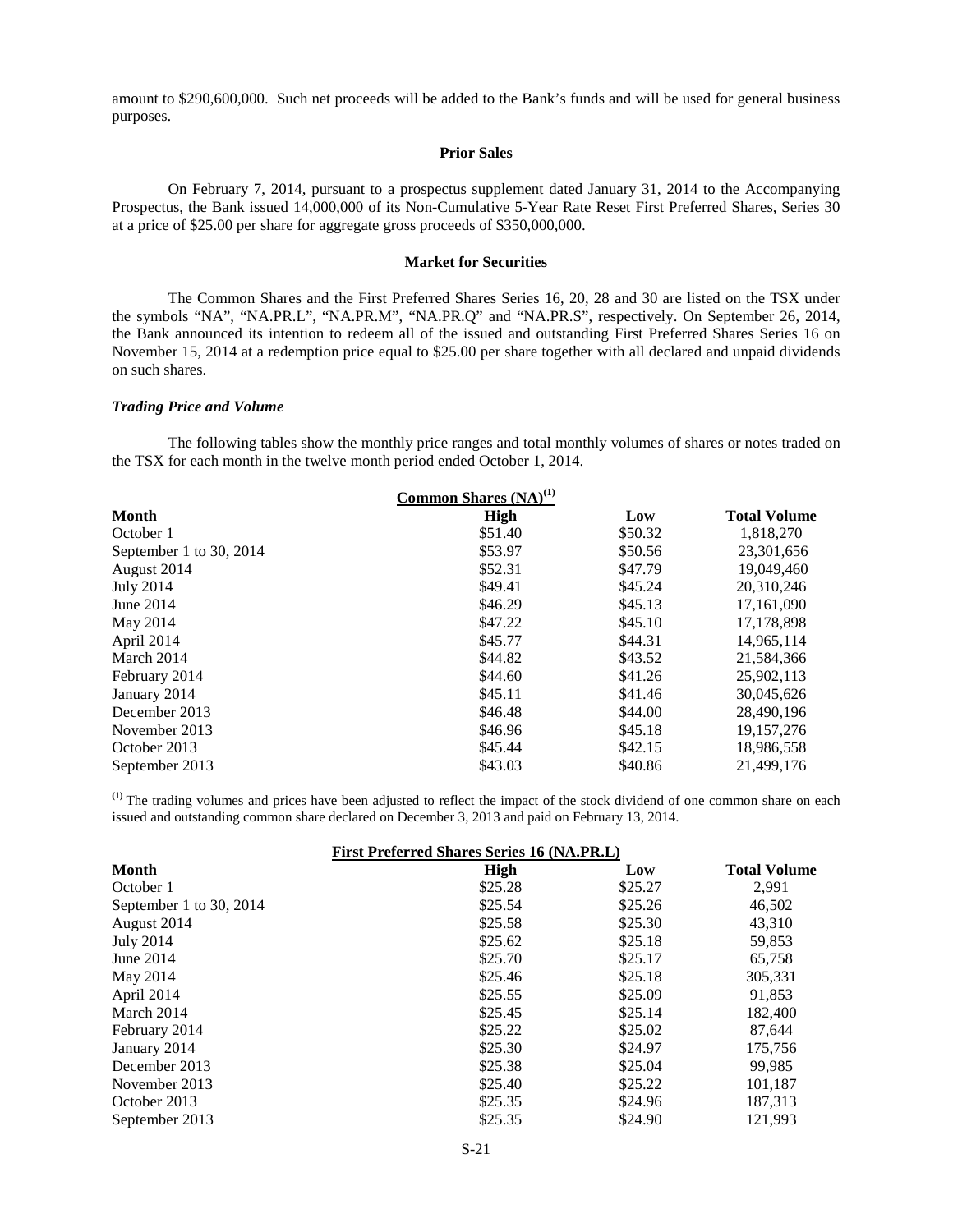amount to $290,600,000. Such net proceeds will be added to the Bank's funds and will be used for general business purposes.

## Prior Sales

On February 7, 2014, pursuant to a prospectus supplement dated January 31, 2014 to the Accompanying Prospectus, the Bank issued 14,000,000 of its Non-Cumulative 5-Year Rate Reset First Preferred Shares, Series 30 at a price of $25.00 per share for aggregate gross proceeds of $350,000,000.

## Market for Securities

The Common Shares and the First Preferred Shares Series 16, 20, 28 and 30 are listed on the TSX under the symbols "NA", "NA.PR.L", "NA.PR.M", "NA.PR.Q" and "NA.PR.S", respectively. On September 26, 2014, the Bank announced its intention to redeem all of the issued and outstanding First Preferred Shares Series 16 on November 15, 2014 at a redemption price equal to $25.00 per share together with all declared and unpaid dividends on such shares.

### *Trading Price and Volume*

The following tables show the monthly price ranges and total monthly volumes of shares or notes traded on the TSX for each month in the twelve month period ended October 1, 2014.

| | Common Shares (NA)[(1)] | | |
|---|---|---|---|
| **Month** | **High** | **Low** | **Total Volume** |
| October 1 | $51.40 | $50.32 | 1,818,270 |
| September 1 to 30, 2014 | $53.97 | $50.56 | 23,301,656 |
| August 2014 | $52.31 | $47.79 | 19,049,460 |
| July 2014 | $49.41 | $45.24 | 20,310,246 |
| June 2014 | $46.29 | $45.13 | 17,161,090 |
| May 2014 | $47.22 | $45.10 | 17,178,898 |
| April 2014 | $45.77 | $44.31 | 14,965,114 |
| March 2014 | $44.82 | $43.52 | 21,584,366 |
| February 2014 | $44.60 | $41.26 | 25,902,113 |
| January 2014 | $45.11 | $41.46 | 30,045,626 |
| December 2013 | $46.48 | $44.00 | 28,490,196 |
| November 2013 | $46.96 | $45.18 | 19,157,276 |
| October 2013 | $45.44 | $42.15 | 18,986,558 |
| September 2013 | $43.03 | $40.86 | 21,499,176 |

[(1)] The trading volumes and prices have been adjusted to reflect the impact of the stock dividend of one common share on each issued and outstanding common share declared on December 3, 2013 and paid on February 13, 2014.

| | First Preferred Shares Series 16 (NA.PR.L) | | |
|---|---|---|---|
| **Month** | **High** | **Low** | **Total Volume** |
| October 1 | $25.28 | $25.27 | 2,991 |
| September 1 to 30, 2014 | $25.54 | $25.26 | 46,502 |
| August 2014 | $25.58 | $25.30 | 43,310 |
| July 2014 | $25.62 | $25.18 | 59,853 |
| June 2014 | $25.70 | $25.17 | 65,758 |
| May 2014 | $25.46 | $25.18 | 305,331 |
| April 2014 | $25.55 | $25.09 | 91,853 |
| March 2014 | $25.45 | $25.14 | 182,400 |
| February 2014 | $25.22 | $25.02 | 87,644 |
| January 2014 | $25.30 | $24.97 | 175,756 |
| December 2013 | $25.38 | $25.04 | 99,985 |
| November 2013 | $25.40 | $25.22 | 101,187 |
| October 2013 | $25.35 | $24.96 | 187,313 |
| September 2013 | $25.35 | $24.90 | 121,993 |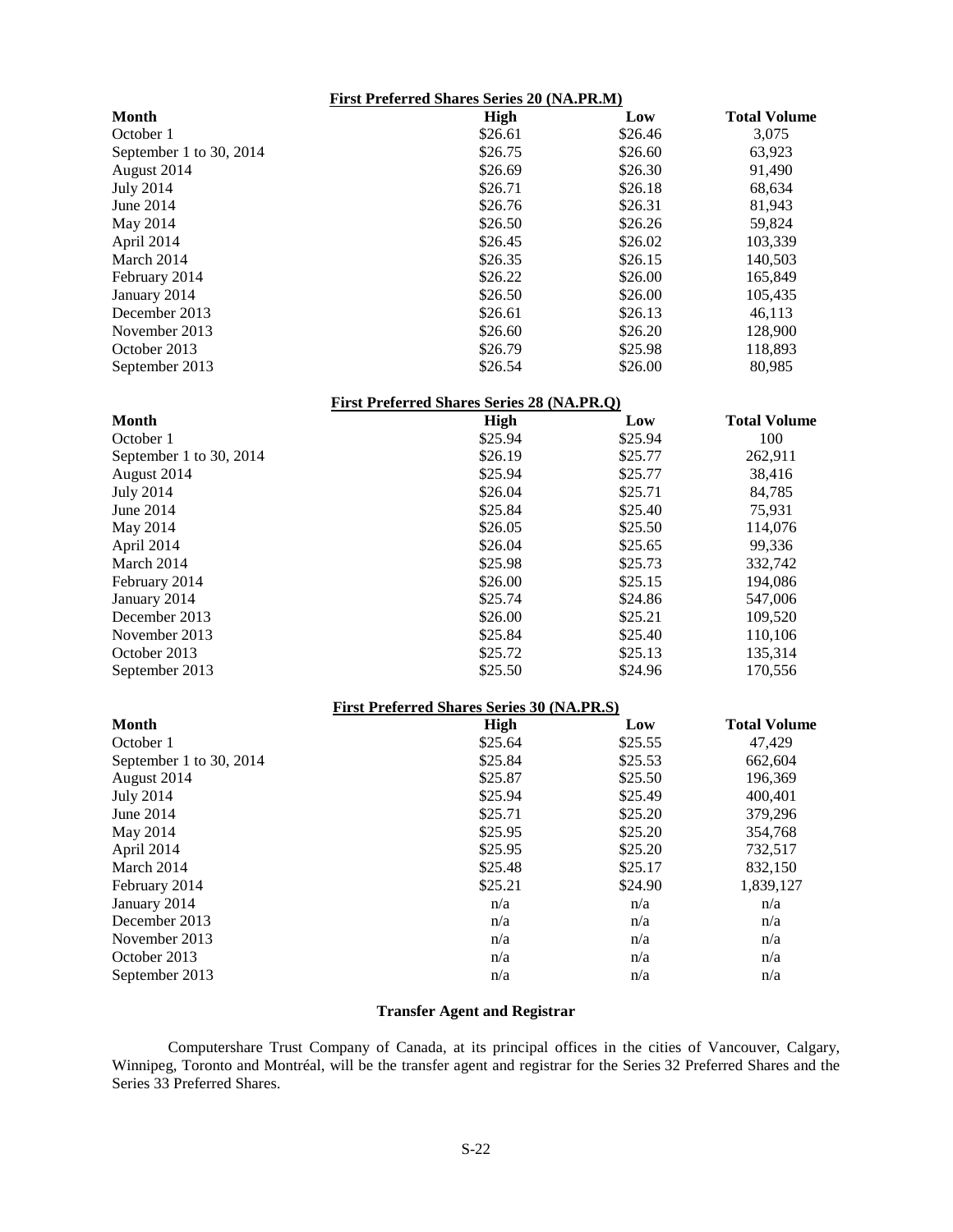**First Preferred Shares Series 20 (NA.PR.M)**

| Month | High | Low | Total Volume |
|---|---|---|---|
| October 1 | $26.61 | $26.46 | 3,075 |
| September 1 to 30, 2014 | $26.75 | $26.60 | 63,923 |
| August 2014 | $26.69 | $26.30 | 91,490 |
| July 2014 | $26.71 | $26.18 | 68,634 |
| June 2014 | $26.76 | $26.31 | 81,943 |
| May 2014 | $26.50 | $26.26 | 59,824 |
| April 2014 | $26.45 | $26.02 | 103,339 |
| March 2014 | $26.35 | $26.15 | 140,503 |
| February 2014 | $26.22 | $26.00 | 165,849 |
| January 2014 | $26.50 | $26.00 | 105,435 |
| December 2013 | $26.61 | $26.13 | 46,113 |
| November 2013 | $26.60 | $26.20 | 128,900 |
| October 2013 | $26.79 | $25.98 | 118,893 |
| September 2013 | $26.54 | $26.00 | 80,985 |

**First Preferred Shares Series 28 (NA.PR.Q)**

| Month | High | Low | Total Volume |
|---|---|---|---|
| October 1 | $25.94 | $25.94 | 100 |
| September 1 to 30, 2014 | $26.19 | $25.77 | 262,911 |
| August 2014 | $25.94 | $25.77 | 38,416 |
| July 2014 | $26.04 | $25.71 | 84,785 |
| June 2014 | $25.84 | $25.40 | 75,931 |
| May 2014 | $26.05 | $25.50 | 114,076 |
| April 2014 | $26.04 | $25.65 | 99,336 |
| March 2014 | $25.98 | $25.73 | 332,742 |
| February 2014 | $26.00 | $25.15 | 194,086 |
| January 2014 | $25.74 | $24.86 | 547,006 |
| December 2013 | $26.00 | $25.21 | 109,520 |
| November 2013 | $25.84 | $25.40 | 110,106 |
| October 2013 | $25.72 | $25.13 | 135,314 |
| September 2013 | $25.50 | $24.96 | 170,556 |

**First Preferred Shares Series 30 (NA.PR.S)**

| Month | High | Low | Total Volume |
|---|---|---|---|
| October 1 | $25.64 | $25.55 | 47,429 |
| September 1 to 30, 2014 | $25.84 | $25.53 | 662,604 |
| August 2014 | $25.87 | $25.50 | 196,369 |
| July 2014 | $25.94 | $25.49 | 400,401 |
| June 2014 | $25.71 | $25.20 | 379,296 |
| May 2014 | $25.95 | $25.20 | 354,768 |
| April 2014 | $25.95 | $25.20 | 732,517 |
| March 2014 | $25.48 | $25.17 | 832,150 |
| February 2014 | $25.21 | $24.90 | 1,839,127 |
| January 2014 | n/a | n/a | n/a |
| December 2013 | n/a | n/a | n/a |
| November 2013 | n/a | n/a | n/a |
| October 2013 | n/a | n/a | n/a |
| September 2013 | n/a | n/a | n/a |

## Transfer Agent and Registrar

Computershare Trust Company of Canada, at its principal offices in the cities of Vancouver, Calgary, Winnipeg, Toronto and Montréal, will be the transfer agent and registrar for the Series 32 Preferred Shares and the Series 33 Preferred Shares.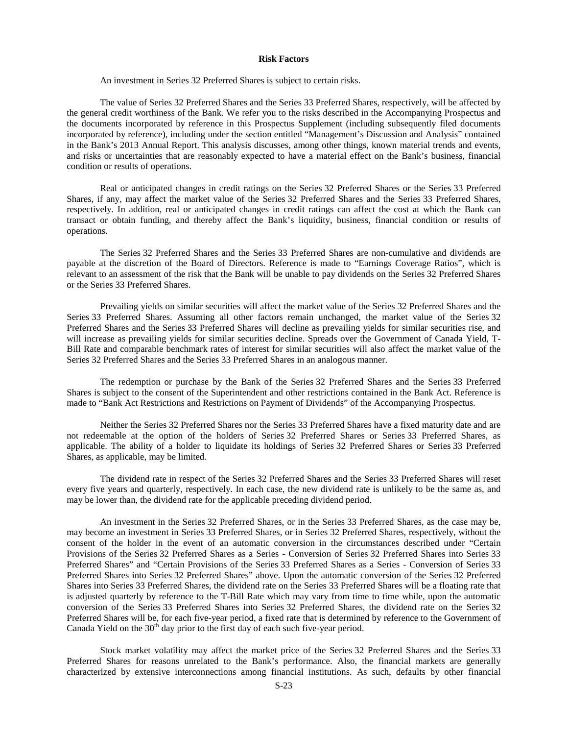**Risk Factors**

An investment in Series 32 Preferred Shares is subject to certain risks.

The value of Series 32 Preferred Shares and the Series 33 Preferred Shares, respectively, will be affected by the general credit worthiness of the Bank. We refer you to the risks described in the Accompanying Prospectus and the documents incorporated by reference in this Prospectus Supplement (including subsequently filed documents incorporated by reference), including under the section entitled "Management's Discussion and Analysis" contained in the Bank's 2013 Annual Report. This analysis discusses, among other things, known material trends and events, and risks or uncertainties that are reasonably expected to have a material effect on the Bank's business, financial condition or results of operations.

Real or anticipated changes in credit ratings on the Series 32 Preferred Shares or the Series 33 Preferred Shares, if any, may affect the market value of the Series 32 Preferred Shares and the Series 33 Preferred Shares, respectively. In addition, real or anticipated changes in credit ratings can affect the cost at which the Bank can transact or obtain funding, and thereby affect the Bank's liquidity, business, financial condition or results of operations.

The Series 32 Preferred Shares and the Series 33 Preferred Shares are non-cumulative and dividends are payable at the discretion of the Board of Directors. Reference is made to "Earnings Coverage Ratios", which is relevant to an assessment of the risk that the Bank will be unable to pay dividends on the Series 32 Preferred Shares or the Series 33 Preferred Shares.

Prevailing yields on similar securities will affect the market value of the Series 32 Preferred Shares and the Series 33 Preferred Shares. Assuming all other factors remain unchanged, the market value of the Series 32 Preferred Shares and the Series 33 Preferred Shares will decline as prevailing yields for similar securities rise, and will increase as prevailing yields for similar securities decline. Spreads over the Government of Canada Yield, T-Bill Rate and comparable benchmark rates of interest for similar securities will also affect the market value of the Series 32 Preferred Shares and the Series 33 Preferred Shares in an analogous manner.

The redemption or purchase by the Bank of the Series 32 Preferred Shares and the Series 33 Preferred Shares is subject to the consent of the Superintendent and other restrictions contained in the Bank Act. Reference is made to "Bank Act Restrictions and Restrictions on Payment of Dividends" of the Accompanying Prospectus.

Neither the Series 32 Preferred Shares nor the Series 33 Preferred Shares have a fixed maturity date and are not redeemable at the option of the holders of Series 32 Preferred Shares or Series 33 Preferred Shares, as applicable. The ability of a holder to liquidate its holdings of Series 32 Preferred Shares or Series 33 Preferred Shares, as applicable, may be limited.

The dividend rate in respect of the Series 32 Preferred Shares and the Series 33 Preferred Shares will reset every five years and quarterly, respectively. In each case, the new dividend rate is unlikely to be the same as, and may be lower than, the dividend rate for the applicable preceding dividend period.

An investment in the Series 32 Preferred Shares, or in the Series 33 Preferred Shares, as the case may be, may become an investment in Series 33 Preferred Shares, or in Series 32 Preferred Shares, respectively, without the consent of the holder in the event of an automatic conversion in the circumstances described under "Certain Provisions of the Series 32 Preferred Shares as a Series - Conversion of Series 32 Preferred Shares into Series 33 Preferred Shares" and "Certain Provisions of the Series 33 Preferred Shares as a Series - Conversion of Series 33 Preferred Shares into Series 32 Preferred Shares" above. Upon the automatic conversion of the Series 32 Preferred Shares into Series 33 Preferred Shares, the dividend rate on the Series 33 Preferred Shares will be a floating rate that is adjusted quarterly by reference to the T-Bill Rate which may vary from time to time while, upon the automatic conversion of the Series 33 Preferred Shares into Series 32 Preferred Shares, the dividend rate on the Series 32 Preferred Shares will be, for each five-year period, a fixed rate that is determined by reference to the Government of Canada Yield on the 30th day prior to the first day of each such five-year period.

Stock market volatility may affect the market price of the Series 32 Preferred Shares and the Series 33 Preferred Shares for reasons unrelated to the Bank's performance. Also, the financial markets are generally characterized by extensive interconnections among financial institutions. As such, defaults by other financial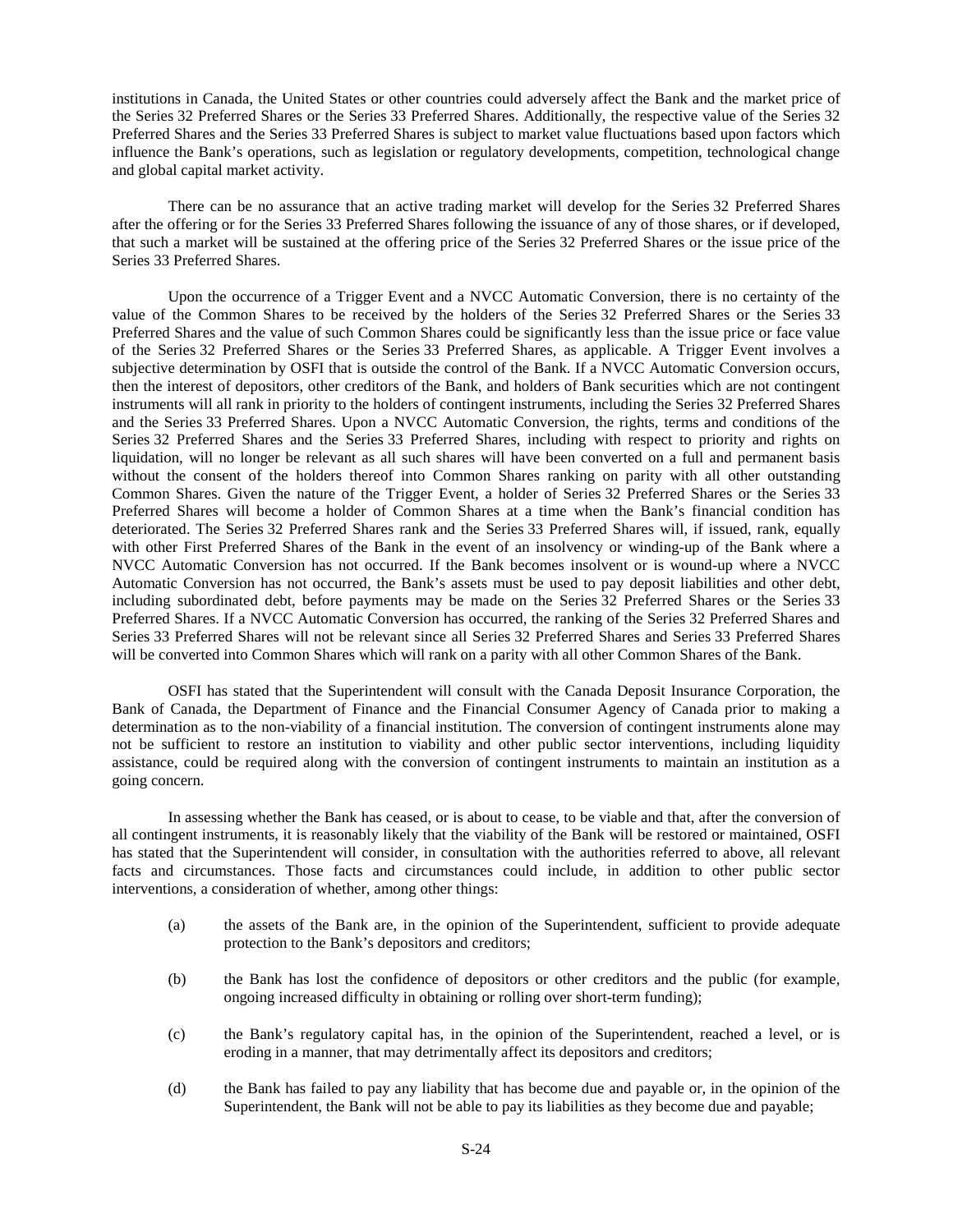institutions in Canada, the United States or other countries could adversely affect the Bank and the market price of the Series 32 Preferred Shares or the Series 33 Preferred Shares. Additionally, the respective value of the Series 32 Preferred Shares and the Series 33 Preferred Shares is subject to market value fluctuations based upon factors which influence the Bank's operations, such as legislation or regulatory developments, competition, technological change and global capital market activity.

There can be no assurance that an active trading market will develop for the Series 32 Preferred Shares after the offering or for the Series 33 Preferred Shares following the issuance of any of those shares, or if developed, that such a market will be sustained at the offering price of the Series 32 Preferred Shares or the issue price of the Series 33 Preferred Shares.

Upon the occurrence of a Trigger Event and a NVCC Automatic Conversion, there is no certainty of the value of the Common Shares to be received by the holders of the Series 32 Preferred Shares or the Series 33 Preferred Shares and the value of such Common Shares could be significantly less than the issue price or face value of the Series 32 Preferred Shares or the Series 33 Preferred Shares, as applicable. A Trigger Event involves a subjective determination by OSFI that is outside the control of the Bank. If a NVCC Automatic Conversion occurs, then the interest of depositors, other creditors of the Bank, and holders of Bank securities which are not contingent instruments will all rank in priority to the holders of contingent instruments, including the Series 32 Preferred Shares and the Series 33 Preferred Shares. Upon a NVCC Automatic Conversion, the rights, terms and conditions of the Series 32 Preferred Shares and the Series 33 Preferred Shares, including with respect to priority and rights on liquidation, will no longer be relevant as all such shares will have been converted on a full and permanent basis without the consent of the holders thereof into Common Shares ranking on parity with all other outstanding Common Shares. Given the nature of the Trigger Event, a holder of Series 32 Preferred Shares or the Series 33 Preferred Shares will become a holder of Common Shares at a time when the Bank's financial condition has deteriorated. The Series 32 Preferred Shares rank and the Series 33 Preferred Shares will, if issued, rank, equally with other First Preferred Shares of the Bank in the event of an insolvency or winding-up of the Bank where a NVCC Automatic Conversion has not occurred. If the Bank becomes insolvent or is wound-up where a NVCC Automatic Conversion has not occurred, the Bank's assets must be used to pay deposit liabilities and other debt, including subordinated debt, before payments may be made on the Series 32 Preferred Shares or the Series 33 Preferred Shares. If a NVCC Automatic Conversion has occurred, the ranking of the Series 32 Preferred Shares and Series 33 Preferred Shares will not be relevant since all Series 32 Preferred Shares and Series 33 Preferred Shares will be converted into Common Shares which will rank on a parity with all other Common Shares of the Bank.

OSFI has stated that the Superintendent will consult with the Canada Deposit Insurance Corporation, the Bank of Canada, the Department of Finance and the Financial Consumer Agency of Canada prior to making a determination as to the non-viability of a financial institution. The conversion of contingent instruments alone may not be sufficient to restore an institution to viability and other public sector interventions, including liquidity assistance, could be required along with the conversion of contingent instruments to maintain an institution as a going concern.

In assessing whether the Bank has ceased, or is about to cease, to be viable and that, after the conversion of all contingent instruments, it is reasonably likely that the viability of the Bank will be restored or maintained, OSFI has stated that the Superintendent will consider, in consultation with the authorities referred to above, all relevant facts and circumstances. Those facts and circumstances could include, in addition to other public sector interventions, a consideration of whether, among other things:

(a) the assets of the Bank are, in the opinion of the Superintendent, sufficient to provide adequate protection to the Bank's depositors and creditors;

(b) the Bank has lost the confidence of depositors or other creditors and the public (for example, ongoing increased difficulty in obtaining or rolling over short-term funding);

(c) the Bank's regulatory capital has, in the opinion of the Superintendent, reached a level, or is eroding in a manner, that may detrimentally affect its depositors and creditors;

(d) the Bank has failed to pay any liability that has become due and payable or, in the opinion of the Superintendent, the Bank will not be able to pay its liabilities as they become due and payable;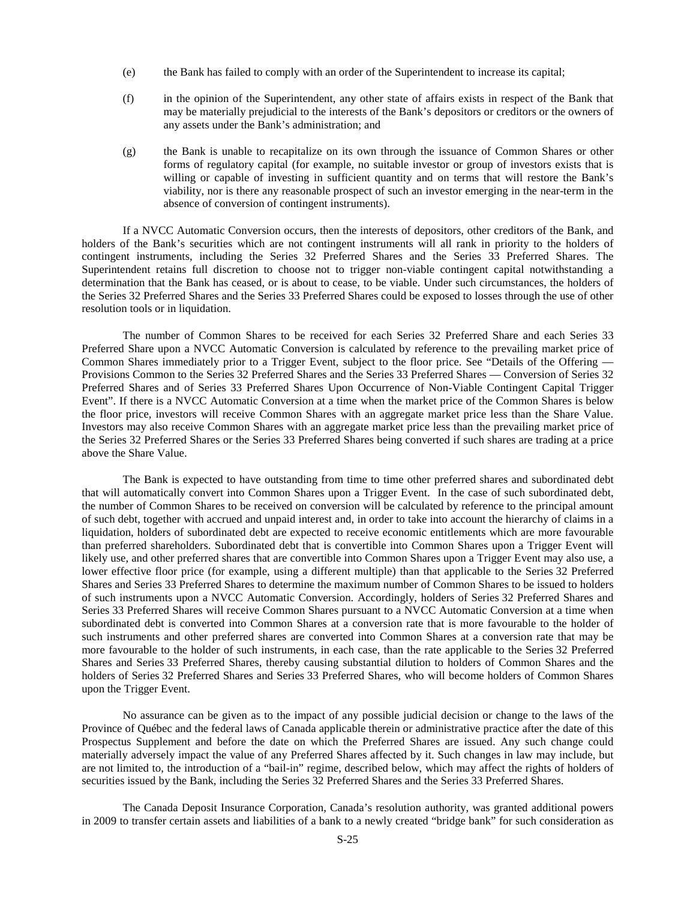(e) the Bank has failed to comply with an order of the Superintendent to increase its capital;

(f) in the opinion of the Superintendent, any other state of affairs exists in respect of the Bank that may be materially prejudicial to the interests of the Bank's depositors or creditors or the owners of any assets under the Bank's administration; and

(g) the Bank is unable to recapitalize on its own through the issuance of Common Shares or other forms of regulatory capital (for example, no suitable investor or group of investors exists that is willing or capable of investing in sufficient quantity and on terms that will restore the Bank's viability, nor is there any reasonable prospect of such an investor emerging in the near-term in the absence of conversion of contingent instruments).

If a NVCC Automatic Conversion occurs, then the interests of depositors, other creditors of the Bank, and holders of the Bank's securities which are not contingent instruments will all rank in priority to the holders of contingent instruments, including the Series 32 Preferred Shares and the Series 33 Preferred Shares. The Superintendent retains full discretion to choose not to trigger non-viable contingent capital notwithstanding a determination that the Bank has ceased, or is about to cease, to be viable. Under such circumstances, the holders of the Series 32 Preferred Shares and the Series 33 Preferred Shares could be exposed to losses through the use of other resolution tools or in liquidation.

The number of Common Shares to be received for each Series 32 Preferred Share and each Series 33 Preferred Share upon a NVCC Automatic Conversion is calculated by reference to the prevailing market price of Common Shares immediately prior to a Trigger Event, subject to the floor price. See "Details of the Offering — Provisions Common to the Series 32 Preferred Shares and the Series 33 Preferred Shares — Conversion of Series 32 Preferred Shares and of Series 33 Preferred Shares Upon Occurrence of Non-Viable Contingent Capital Trigger Event". If there is a NVCC Automatic Conversion at a time when the market price of the Common Shares is below the floor price, investors will receive Common Shares with an aggregate market price less than the Share Value. Investors may also receive Common Shares with an aggregate market price less than the prevailing market price of the Series 32 Preferred Shares or the Series 33 Preferred Shares being converted if such shares are trading at a price above the Share Value.

The Bank is expected to have outstanding from time to time other preferred shares and subordinated debt that will automatically convert into Common Shares upon a Trigger Event. In the case of such subordinated debt, the number of Common Shares to be received on conversion will be calculated by reference to the principal amount of such debt, together with accrued and unpaid interest and, in order to take into account the hierarchy of claims in a liquidation, holders of subordinated debt are expected to receive economic entitlements which are more favourable than preferred shareholders. Subordinated debt that is convertible into Common Shares upon a Trigger Event will likely use, and other preferred shares that are convertible into Common Shares upon a Trigger Event may also use, a lower effective floor price (for example, using a different multiple) than that applicable to the Series 32 Preferred Shares and Series 33 Preferred Shares to determine the maximum number of Common Shares to be issued to holders of such instruments upon a NVCC Automatic Conversion. Accordingly, holders of Series 32 Preferred Shares and Series 33 Preferred Shares will receive Common Shares pursuant to a NVCC Automatic Conversion at a time when subordinated debt is converted into Common Shares at a conversion rate that is more favourable to the holder of such instruments and other preferred shares are converted into Common Shares at a conversion rate that may be more favourable to the holder of such instruments, in each case, than the rate applicable to the Series 32 Preferred Shares and Series 33 Preferred Shares, thereby causing substantial dilution to holders of Common Shares and the holders of Series 32 Preferred Shares and Series 33 Preferred Shares, who will become holders of Common Shares upon the Trigger Event.

No assurance can be given as to the impact of any possible judicial decision or change to the laws of the Province of Québec and the federal laws of Canada applicable therein or administrative practice after the date of this Prospectus Supplement and before the date on which the Preferred Shares are issued. Any such change could materially adversely impact the value of any Preferred Shares affected by it. Such changes in law may include, but are not limited to, the introduction of a "bail-in" regime, described below, which may affect the rights of holders of securities issued by the Bank, including the Series 32 Preferred Shares and the Series 33 Preferred Shares.

The Canada Deposit Insurance Corporation, Canada's resolution authority, was granted additional powers in 2009 to transfer certain assets and liabilities of a bank to a newly created "bridge bank" for such consideration as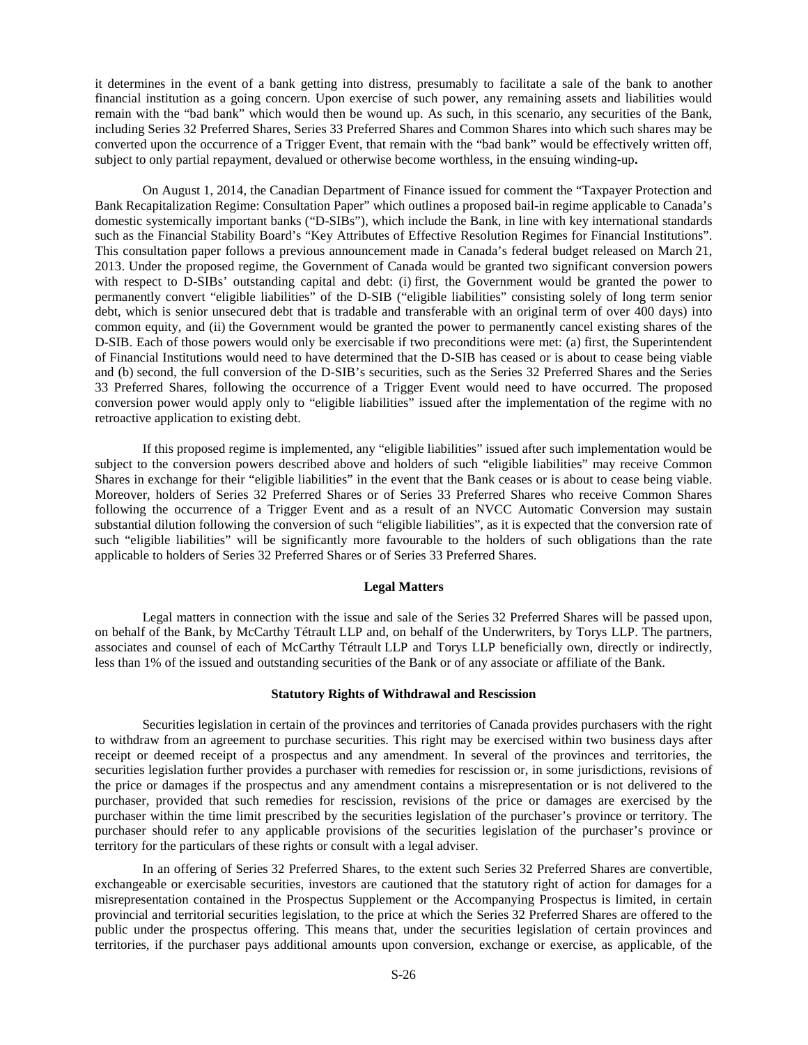it determines in the event of a bank getting into distress, presumably to facilitate a sale of the bank to another financial institution as a going concern. Upon exercise of such power, any remaining assets and liabilities would remain with the "bad bank" which would then be wound up. As such, in this scenario, any securities of the Bank, including Series 32 Preferred Shares, Series 33 Preferred Shares and Common Shares into which such shares may be converted upon the occurrence of a Trigger Event, that remain with the "bad bank" would be effectively written off, subject to only partial repayment, devalued or otherwise become worthless, in the ensuing winding-up**.**

On August 1, 2014, the Canadian Department of Finance issued for comment the "Taxpayer Protection and Bank Recapitalization Regime: Consultation Paper" which outlines a proposed bail-in regime applicable to Canada's domestic systemically important banks ("D-SIBs"), which include the Bank, in line with key international standards such as the Financial Stability Board's "Key Attributes of Effective Resolution Regimes for Financial Institutions". This consultation paper follows a previous announcement made in Canada's federal budget released on March 21, 2013. Under the proposed regime, the Government of Canada would be granted two significant conversion powers with respect to D-SIBs' outstanding capital and debt: (i) first, the Government would be granted the power to permanently convert "eligible liabilities" of the D-SIB ("eligible liabilities" consisting solely of long term senior debt, which is senior unsecured debt that is tradable and transferable with an original term of over 400 days) into common equity, and (ii) the Government would be granted the power to permanently cancel existing shares of the D-SIB. Each of those powers would only be exercisable if two preconditions were met: (a) first, the Superintendent of Financial Institutions would need to have determined that the D-SIB has ceased or is about to cease being viable and (b) second, the full conversion of the D-SIB's securities, such as the Series 32 Preferred Shares and the Series 33 Preferred Shares, following the occurrence of a Trigger Event would need to have occurred. The proposed conversion power would apply only to "eligible liabilities" issued after the implementation of the regime with no retroactive application to existing debt.

If this proposed regime is implemented, any "eligible liabilities" issued after such implementation would be subject to the conversion powers described above and holders of such "eligible liabilities" may receive Common Shares in exchange for their "eligible liabilities" in the event that the Bank ceases or is about to cease being viable. Moreover, holders of Series 32 Preferred Shares or of Series 33 Preferred Shares who receive Common Shares following the occurrence of a Trigger Event and as a result of an NVCC Automatic Conversion may sustain substantial dilution following the conversion of such "eligible liabilities", as it is expected that the conversion rate of such "eligible liabilities" will be significantly more favourable to the holders of such obligations than the rate applicable to holders of Series 32 Preferred Shares or of Series 33 Preferred Shares.

## Legal Matters

Legal matters in connection with the issue and sale of the Series 32 Preferred Shares will be passed upon, on behalf of the Bank, by McCarthy Tétrault LLP and, on behalf of the Underwriters, by Torys LLP. The partners, associates and counsel of each of McCarthy Tétrault LLP and Torys LLP beneficially own, directly or indirectly, less than 1% of the issued and outstanding securities of the Bank or of any associate or affiliate of the Bank.

## Statutory Rights of Withdrawal and Rescission

Securities legislation in certain of the provinces and territories of Canada provides purchasers with the right to withdraw from an agreement to purchase securities. This right may be exercised within two business days after receipt or deemed receipt of a prospectus and any amendment. In several of the provinces and territories, the securities legislation further provides a purchaser with remedies for rescission or, in some jurisdictions, revisions of the price or damages if the prospectus and any amendment contains a misrepresentation or is not delivered to the purchaser, provided that such remedies for rescission, revisions of the price or damages are exercised by the purchaser within the time limit prescribed by the securities legislation of the purchaser's province or territory. The purchaser should refer to any applicable provisions of the securities legislation of the purchaser's province or territory for the particulars of these rights or consult with a legal adviser.

In an offering of Series 32 Preferred Shares, to the extent such Series 32 Preferred Shares are convertible, exchangeable or exercisable securities, investors are cautioned that the statutory right of action for damages for a misrepresentation contained in the Prospectus Supplement or the Accompanying Prospectus is limited, in certain provincial and territorial securities legislation, to the price at which the Series 32 Preferred Shares are offered to the public under the prospectus offering. This means that, under the securities legislation of certain provinces and territories, if the purchaser pays additional amounts upon conversion, exchange or exercise, as applicable, of the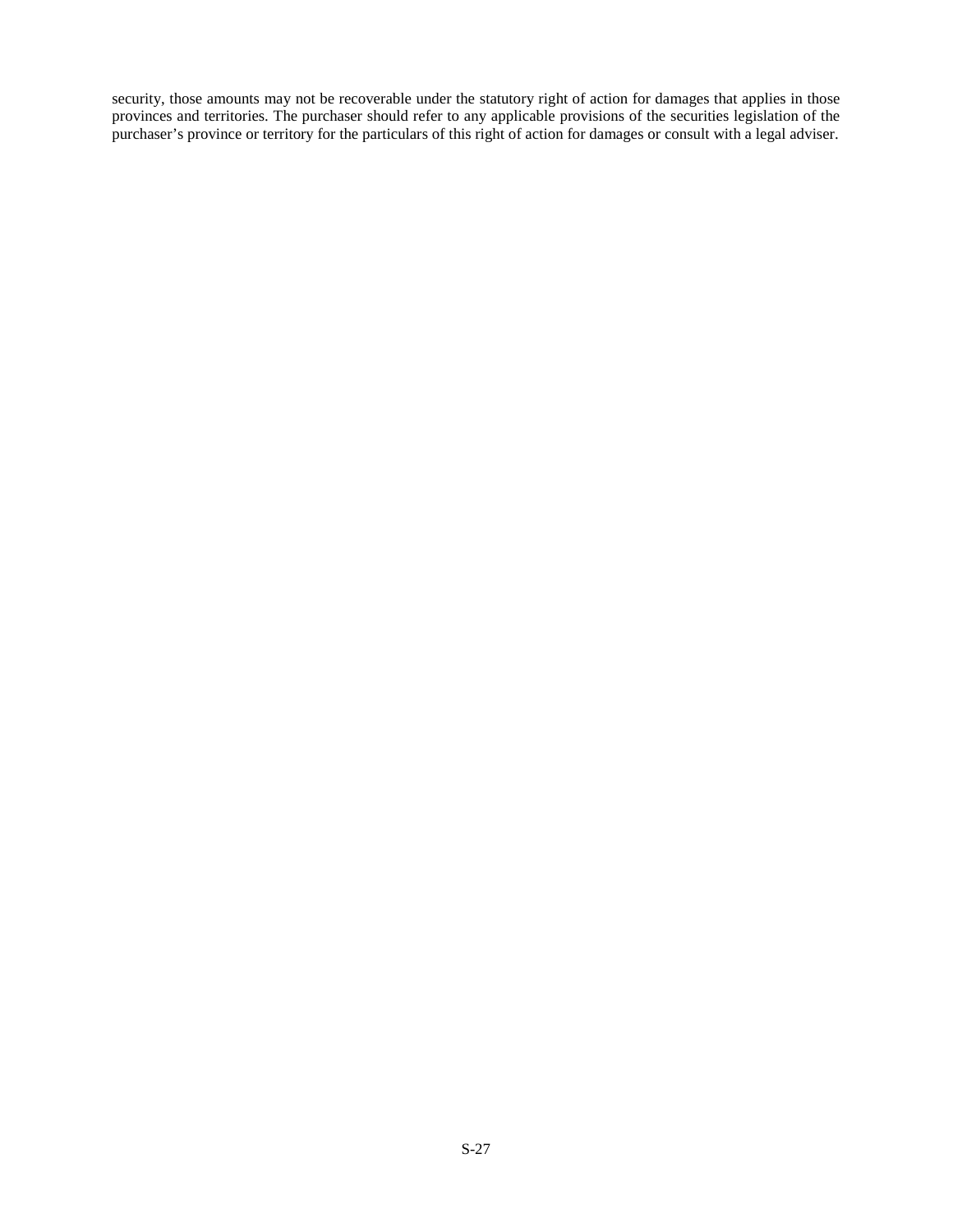security, those amounts may not be recoverable under the statutory right of action for damages that applies in those provinces and territories. The purchaser should refer to any applicable provisions of the securities legislation of the purchaser's province or territory for the particulars of this right of action for damages or consult with a legal adviser.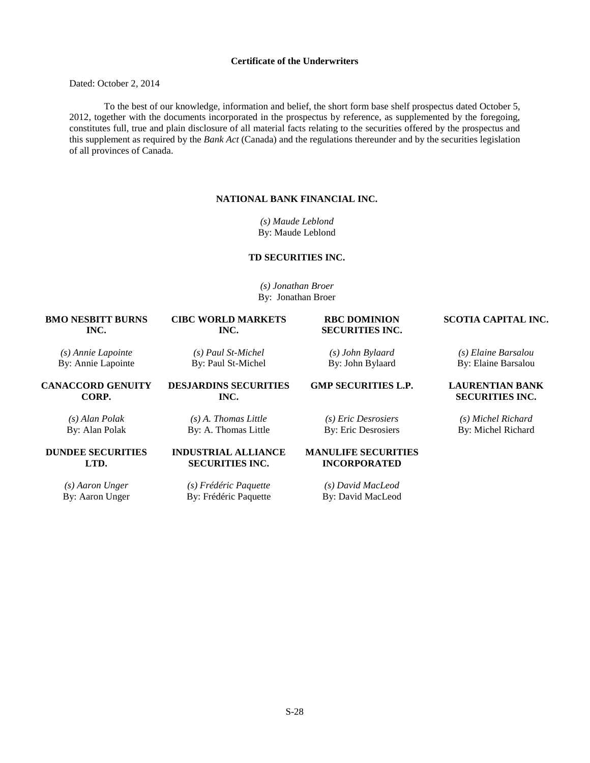**Certificate of the Underwriters**

Dated: October 2, 2014

To the best of our knowledge, information and belief, the short form base shelf prospectus dated October 5, 2012, together with the documents incorporated in the prospectus by reference, as supplemented by the foregoing, constitutes full, true and plain disclosure of all material facts relating to the securities offered by the prospectus and this supplement as required by the *Bank Act* (Canada) and the regulations thereunder and by the securities legislation of all provinces of Canada.

**NATIONAL BANK FINANCIAL INC.**

*(s) Maude Leblond*
By: Maude Leblond

**TD SECURITIES INC.**

*(s) Jonathan Broer*
By: Jonathan Broer

**BMO NESBITT BURNS INC.**

*(s) Annie Lapointe*
By: Annie Lapointe

**CIBC WORLD MARKETS INC.**

*(s) Paul St-Michel*
By: Paul St-Michel

**RBC DOMINION SECURITIES INC.**

*(s) John Bylaard*
By: John Bylaard

**SCOTIA CAPITAL INC.**

*(s) Elaine Barsalou*
By: Elaine Barsalou

**CANACCORD GENUITY CORP.**

*(s) Alan Polak*
By: Alan Polak

**DESJARDINS SECURITIES INC.**

*(s) A. Thomas Little*
By: A. Thomas Little

**GMP SECURITIES L.P.**

*(s) Eric Desrosiers*
By: Eric Desrosiers

**LAURENTIAN BANK SECURITIES INC.**

*(s) Michel Richard*
By: Michel Richard

**DUNDEE SECURITIES LTD.**

*(s) Aaron Unger*
By: Aaron Unger

**INDUSTRIAL ALLIANCE SECURITIES INC.**

*(s) Frédéric Paquette*
By: Frédéric Paquette

**MANULIFE SECURITIES INCORPORATED**

*(s) David MacLeod*
By: David MacLeod